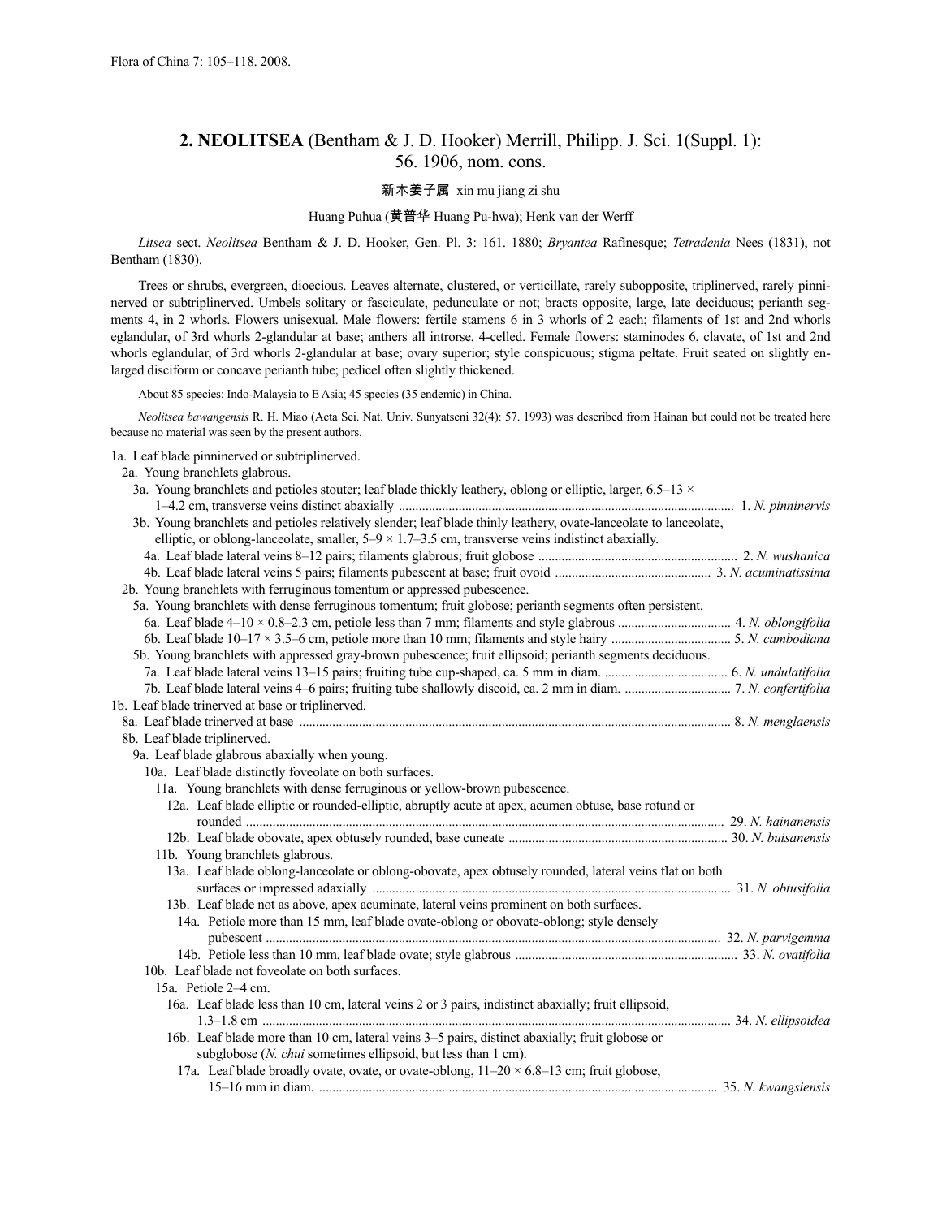## 2. NEOLITSEA (Bentham & J. D. Hooker) Merrill, Philipp. J. Sci. 1(Suppl. 1): 56. 1906, nom. cons.

新木姜子属 xin mu jiang zi shu

Huang Puhua (黄普华 Huang Pu-hwa); Henk van der Werff

*Litsea* sect. *Neolitsea* Bentham & J. D. Hooker, Gen. Pl. 3: 161. 1880; *Bryantea* Rafinesque; *Tetradenia* Nees (1831), not Bentham (1830).

Trees or shrubs, evergreen, dioecious. Leaves alternate, clustered, or verticillate, rarely subopposite, triplinerved, rarely pinninerved or subtriplinerved. Umbels solitary or fasciculate, pedunculate or not; bracts opposite, large, late deciduous; perianth segments 4, in 2 whorls. Flowers unisexual. Male flowers: fertile stamens 6 in 3 whorls of 2 each; filaments of 1st and 2nd whorls eglandular, of 3rd whorls 2-glandular at base; anthers all introrse, 4-celled. Female flowers: staminodes 6, clavate, of 1st and 2nd whorls eglandular, of 3rd whorls 2-glandular at base; ovary superior; style conspicuous; stigma peltate. Fruit seated on slightly enlarged disciform or concave perianth tube; pedicel often slightly thickened.

About 85 species: Indo-Malaysia to E Asia; 45 species (35 endemic) in China.

*Neolitsea bawangensis* R. H. Miao (Acta Sci. Nat. Univ. Sunyatseni 32(4): 57. 1993) was described from Hainan but could not be treated here because no material was seen by the present authors.

1a. Leaf blade pinninerved or subtriplinerved.
  2a. Young branchlets glabrous.
    3a. Young branchlets and petioles stouter; leaf blade thickly leathery, oblong or elliptic, larger, 6.5–13 × 1–4.2 cm, transverse veins distinct abaxially .......... 1. *N. pinninervis*
    3b. Young branchlets and petioles relatively slender; leaf blade thinly leathery, ovate-lanceolate to lanceolate, elliptic, or oblong-lanceolate, smaller, 5–9 × 1.7–3.5 cm, transverse veins indistinct abaxially.
      4a. Leaf blade lateral veins 8–12 pairs; filaments glabrous; fruit globose .......... 2. *N. wushanica*
      4b. Leaf blade lateral veins 5 pairs; filaments pubescent at base; fruit ovoid .......... 3. *N. acuminatissima*
  2b. Young branchlets with ferruginous tomentum or appressed pubescence.
    5a. Young branchlets with dense ferruginous tomentum; fruit globose; perianth segments often persistent.
      6a. Leaf blade 4–10 × 0.8–2.3 cm, petiole less than 7 mm; filaments and style glabrous .......... 4. *N. oblongifolia*
      6b. Leaf blade 10–17 × 3.5–6 cm, petiole more than 10 mm; filaments and style hairy .......... 5. *N. cambodiana*
    5b. Young branchlets with appressed gray-brown pubescence; fruit ellipsoid; perianth segments deciduous.
      7a. Leaf blade lateral veins 13–15 pairs; fruiting tube cup-shaped, ca. 5 mm in diam. .......... 6. *N. undulatifolia*
      7b. Leaf blade lateral veins 4–6 pairs; fruiting tube shallowly discoid, ca. 2 mm in diam. .......... 7. *N. confertifolia*
1b. Leaf blade trinerved at base or triplinerved.
  8a. Leaf blade trinerved at base .......... 8. *N. menglaensis*
  8b. Leaf blade triplinerved.
    9a. Leaf blade glabrous abaxially when young.
      10a. Leaf blade distinctly foveolate on both surfaces.
        11a. Young branchlets with dense ferruginous or yellow-brown pubescence.
          12a. Leaf blade elliptic or rounded-elliptic, abruptly acute at apex, acumen obtuse, base rotund or rounded .......... 29. *N. hainanensis*
          12b. Leaf blade obovate, apex obtusely rounded, base cuneate .......... 30. *N. buisanensis*
        11b. Young branchlets glabrous.
          13a. Leaf blade oblong-lanceolate or oblong-obovate, apex obtusely rounded, lateral veins flat on both surfaces or impressed adaxially .......... 31. *N. obtusifolia*
          13b. Leaf blade not as above, apex acuminate, lateral veins prominent on both surfaces.
            14a. Petiole more than 15 mm, leaf blade ovate-oblong or obovate-oblong; style densely pubescent .......... 32. *N. parvigemma*
            14b. Petiole less than 10 mm, leaf blade ovate; style glabrous .......... 33. *N. ovatifolia*
      10b. Leaf blade not foveolate on both surfaces.
        15a. Petiole 2–4 cm.
          16a. Leaf blade less than 10 cm, lateral veins 2 or 3 pairs, indistinct abaxially; fruit ellipsoid, 1.3–1.8 cm .......... 34. *N. ellipsoidea*
          16b. Leaf blade more than 10 cm, lateral veins 3–5 pairs, distinct abaxially; fruit globose or subglobose (*N. chui* sometimes ellipsoid, but less than 1 cm).
            17a. Leaf blade broadly ovate, ovate, or ovate-oblong, 11–20 × 6.8–13 cm; fruit globose, 15–16 mm in diam. .......... 35. *N. kwangsiensis*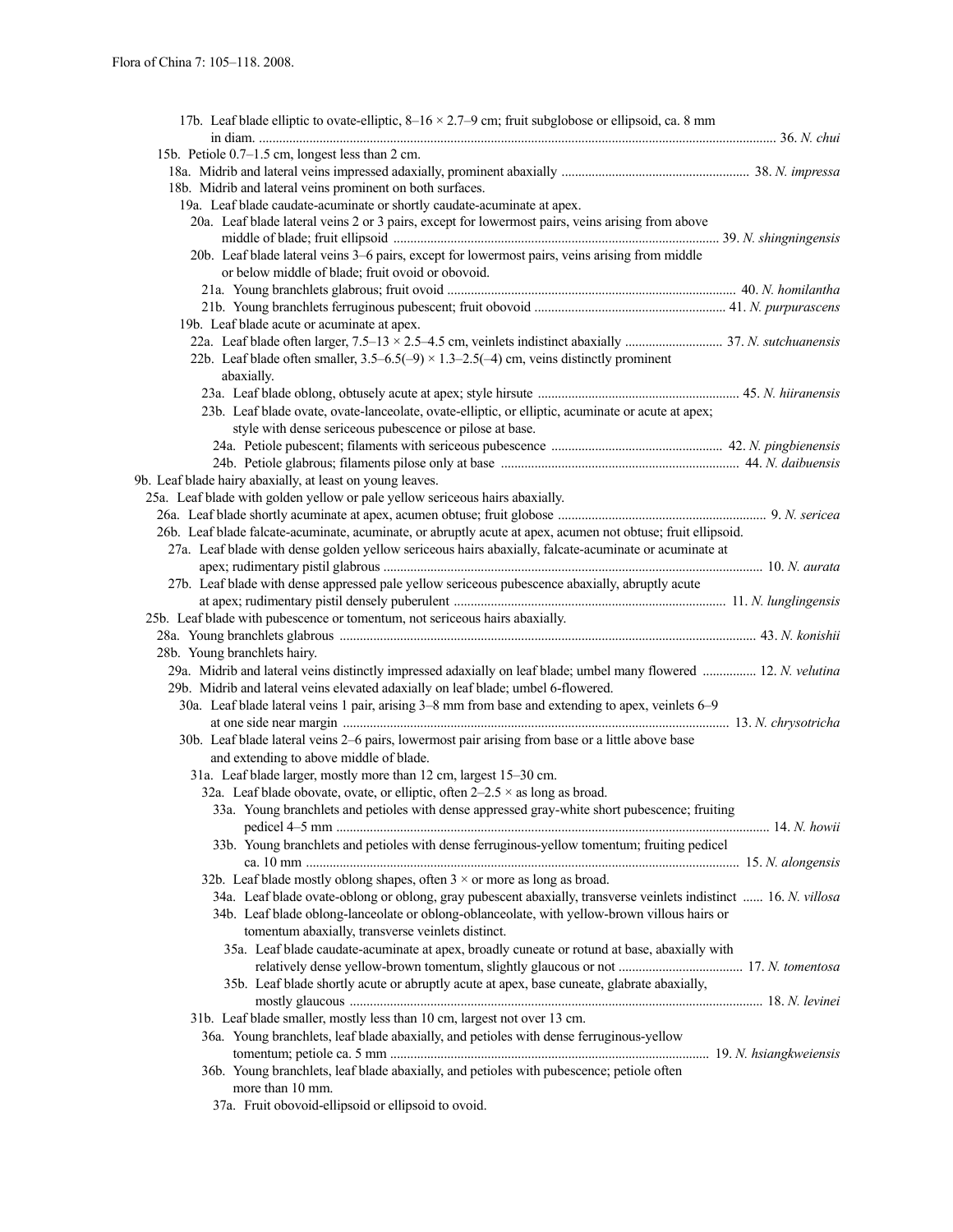17b. Leaf blade elliptic to ovate-elliptic, 8–16 × 2.7–9 cm; fruit subglobose or ellipsoid, ca. 8 mm in diam. .......... 36. *N. chui*

15b. Petiole 0.7–1.5 cm, longest less than 2 cm.

18a. Midrib and lateral veins impressed adaxially, prominent abaxially .......... 38. *N. impressa*

18b. Midrib and lateral veins prominent on both surfaces.

19a. Leaf blade caudate-acuminate or shortly caudate-acuminate at apex.

20a. Leaf blade lateral veins 2 or 3 pairs, except for lowermost pairs, veins arising from above middle of blade; fruit ellipsoid .......... 39. *N. shingningensis*

20b. Leaf blade lateral veins 3–6 pairs, except for lowermost pairs, veins arising from middle or below middle of blade; fruit ovoid or obovoid.

21a. Young branchlets glabrous; fruit ovoid .......... 40. *N. homilantha*

21b. Young branchlets ferruginous pubescent; fruit obovoid .......... 41. *N. purpurascens*

19b. Leaf blade acute or acuminate at apex.

22a. Leaf blade often larger, 7.5–13 × 2.5–4.5 cm, veinlets indistinct abaxially .......... 37. *N. sutchuanensis*

22b. Leaf blade often smaller, 3.5–6.5(–9) × 1.3–2.5(–4) cm, veins distinctly prominent abaxially.

23a. Leaf blade oblong, obtusely acute at apex; style hirsute .......... 45. *N. hiiranensis*

23b. Leaf blade ovate, ovate-lanceolate, ovate-elliptic, or elliptic, acuminate or acute at apex; style with dense sericeous pubescence or pilose at base.

24a. Petiole pubescent; filaments with sericeous pubescence .......... 42. *N. pingbienensis*

24b. Petiole glabrous; filaments pilose only at base .......... 44. *N. daibuensis*

9b. Leaf blade hairy abaxially, at least on young leaves.

25a. Leaf blade with golden yellow or pale yellow sericeous hairs abaxially.

26a. Leaf blade shortly acuminate at apex, acumen obtuse; fruit globose .......... 9. *N. sericea*

26b. Leaf blade falcate-acuminate, acuminate, or abruptly acute at apex, acumen not obtuse; fruit ellipsoid.

27a. Leaf blade with dense golden yellow sericeous hairs abaxially, falcate-acuminate or acuminate at apex; rudimentary pistil glabrous .......... 10. *N. aurata*

27b. Leaf blade with dense appressed pale yellow sericeous pubescence abaxially, abruptly acute at apex; rudimentary pistil densely puberulent .......... 11. *N. lunglingensis*

25b. Leaf blade with pubescence or tomentum, not sericeous hairs abaxially.

28a. Young branchlets glabrous .......... 43. *N. konishii*

28b. Young branchlets hairy.

29a. Midrib and lateral veins distinctly impressed adaxially on leaf blade; umbel many flowered .......... 12. *N. velutina*

29b. Midrib and lateral veins elevated adaxially on leaf blade; umbel 6-flowered.

30a. Leaf blade lateral veins 1 pair, arising 3–8 mm from base and extending to apex, veinlets 6–9 at one side near margin .......... 13. *N. chrysotricha*

30b. Leaf blade lateral veins 2–6 pairs, lowermost pair arising from base or a little above base and extending to above middle of blade.

31a. Leaf blade larger, mostly more than 12 cm, largest 15–30 cm.

32a. Leaf blade obovate, ovate, or elliptic, often 2–2.5 × as long as broad.

33a. Young branchlets and petioles with dense appressed gray-white short pubescence; fruiting pedicel 4–5 mm .......... 14. *N. howii*

33b. Young branchlets and petioles with dense ferruginous-yellow tomentum; fruiting pedicel ca. 10 mm .......... 15. *N. alongensis*

32b. Leaf blade mostly oblong shapes, often 3 × or more as long as broad.

34a. Leaf blade ovate-oblong or oblong, gray pubescent abaxially, transverse veinlets indistinct .......... 16. *N. villosa*

34b. Leaf blade oblong-lanceolate or oblong-oblanceolate, with yellow-brown villous hairs or tomentum abaxially, transverse veinlets distinct.

35a. Leaf blade caudate-acuminate at apex, broadly cuneate or rotund at base, abaxially with relatively dense yellow-brown tomentum, slightly glaucous or not .......... 17. *N. tomentosa*

35b. Leaf blade shortly acute or abruptly acute at apex, base cuneate, glabrate abaxially, mostly glaucous .......... 18. *N. levinei*

31b. Leaf blade smaller, mostly less than 10 cm, largest not over 13 cm.

36a. Young branchlets, leaf blade abaxially, and petioles with dense ferruginous-yellow tomentum; petiole ca. 5 mm .......... 19. *N. hsiangkweiensis*

36b. Young branchlets, leaf blade abaxially, and petioles with pubescence; petiole often more than 10 mm.

37a. Fruit obovoid-ellipsoid or ellipsoid to ovoid.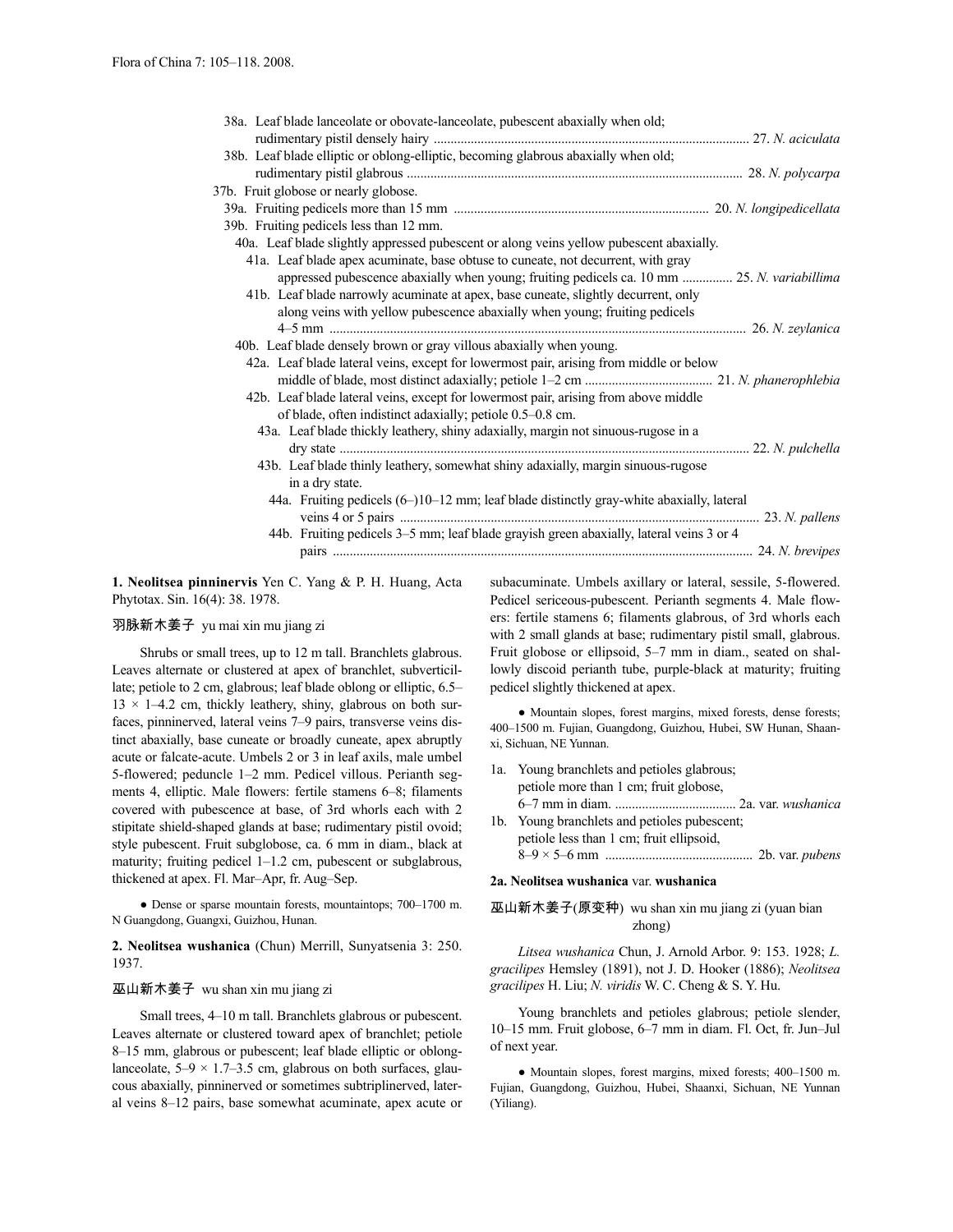38a. Leaf blade lanceolate or obovate-lanceolate, pubescent abaxially when old; rudimentary pistil densely hairy ............................................................................................ 27. *N. aciculata*

38b. Leaf blade elliptic or oblong-elliptic, becoming glabrous abaxially when old; rudimentary pistil glabrous .................................................................................................. 28. *N. polycarpa*

37b. Fruit globose or nearly globose.

39a. Fruiting pedicels more than 15 mm .......................................................................... 20. *N. longipedicellata*

39b. Fruiting pedicels less than 12 mm.

40a. Leaf blade slightly appressed pubescent or along veins yellow pubescent abaxially.

41a. Leaf blade apex acuminate, base obtuse to cuneate, not decurrent, with gray appressed pubescence abaxially when young; fruiting pedicels ca. 10 mm ............... 25. *N. variabillima*

41b. Leaf blade narrowly acuminate at apex, base cuneate, slightly decurrent, only along veins with yellow pubescence abaxially when young; fruiting pedicels 4–5 mm ........................................................................................................... 26. *N. zeylanica*

40b. Leaf blade densely brown or gray villous abaxially when young.

42a. Leaf blade lateral veins, except for lowermost pair, arising from middle or below middle of blade, most distinct adaxially; petiole 1–2 cm ..................................... 21. *N. phanerophlebia*

42b. Leaf blade lateral veins, except for lowermost pair, arising from above middle of blade, often indistinct adaxially; petiole 0.5–0.8 cm.

43a. Leaf blade thickly leathery, shiny adaxially, margin not sinuous-rugose in a dry state ........................................................................................................ 22. *N. pulchella*

43b. Leaf blade thinly leathery, somewhat shiny adaxially, margin sinuous-rugose in a dry state.

44a. Fruiting pedicels (6–)10–12 mm; leaf blade distinctly gray-white abaxially, lateral veins 4 or 5 pairs .......................................................................................... 23. *N. pallens*

44b. Fruiting pedicels 3–5 mm; leaf blade grayish green abaxially, lateral veins 3 or 4 pairs ........................................................................................................... 24. *N. brevipes*

**1. Neolitsea pinninervis** Yen C. Yang & P. H. Huang, Acta Phytotax. Sin. 16(4): 38. 1978.

羽脉新木姜子 yu mai xin mu jiang zi

Shrubs or small trees, up to 12 m tall. Branchlets glabrous. Leaves alternate or clustered at apex of branchlet, subverticillate; petiole to 2 cm, glabrous; leaf blade oblong or elliptic, 6.5–13 × 1–4.2 cm, thickly leathery, shiny, glabrous on both surfaces, pinninerved, lateral veins 7–9 pairs, transverse veins distinct abaxially, base cuneate or broadly cuneate, apex abruptly acute or falcate-acute. Umbels 2 or 3 in leaf axils, male umbel 5-flowered; peduncle 1–2 mm. Pedicel villous. Perianth segments 4, elliptic. Male flowers: fertile stamens 6–8; filaments covered with pubescence at base, of 3rd whorls each with 2 stipitate shield-shaped glands at base; rudimentary pistil ovoid; style pubescent. Fruit subglobose, ca. 6 mm in diam., black at maturity; fruiting pedicel 1–1.2 cm, pubescent or subglabrous, thickened at apex. Fl. Mar–Apr, fr. Aug–Sep.

● Dense or sparse mountain forests, mountaintops; 700–1700 m. N Guangdong, Guangxi, Guizhou, Hunan.

**2. Neolitsea wushanica** (Chun) Merrill, Sunyatsenia 3: 250. 1937.

巫山新木姜子 wu shan xin mu jiang zi

Small trees, 4–10 m tall. Branchlets glabrous or pubescent. Leaves alternate or clustered toward apex of branchlet; petiole 8–15 mm, glabrous or pubescent; leaf blade elliptic or oblong-lanceolate, 5–9 × 1.7–3.5 cm, glabrous on both surfaces, glaucous abaxially, pinninerved or sometimes subtriplinerved, lateral veins 8–12 pairs, base somewhat acuminate, apex acute or subacuminate. Umbels axillary or lateral, sessile, 5-flowered. Pedicel sericeous-pubescent. Perianth segments 4. Male flowers: fertile stamens 6; filaments glabrous, of 3rd whorls each with 2 small glands at base; rudimentary pistil small, glabrous. Fruit globose or ellipsoid, 5–7 mm in diam., seated on shallowly discoid perianth tube, purple-black at maturity; fruiting pedicel slightly thickened at apex.

● Mountain slopes, forest margins, mixed forests, dense forests; 400–1500 m. Fujian, Guangdong, Guizhou, Hubei, SW Hunan, Shaanxi, Sichuan, NE Yunnan.

1a. Young branchlets and petioles glabrous; petiole more than 1 cm; fruit globose, 6–7 mm in diam. .................................... 2a. var. *wushanica*

1b. Young branchlets and petioles pubescent; petiole less than 1 cm; fruit ellipsoid, 8–9 × 5–6 mm ........................................... 2b. var. *pubens*

**2a. Neolitsea wushanica** var. **wushanica**

巫山新木姜子(原变种) wu shan xin mu jiang zi (yuan bian zhong)

*Litsea wushanica* Chun, J. Arnold Arbor. 9: 153. 1928; *L. gracilipes* Hemsley (1891), not J. D. Hooker (1886); *Neolitsea gracilipes* H. Liu; *N. viridis* W. C. Cheng & S. Y. Hu.

Young branchlets and petioles glabrous; petiole slender, 10–15 mm. Fruit globose, 6–7 mm in diam. Fl. Oct, fr. Jun–Jul of next year.

● Mountain slopes, forest margins, mixed forests; 400–1500 m. Fujian, Guangdong, Guizhou, Hubei, Shaanxi, Sichuan, NE Yunnan (Yiliang).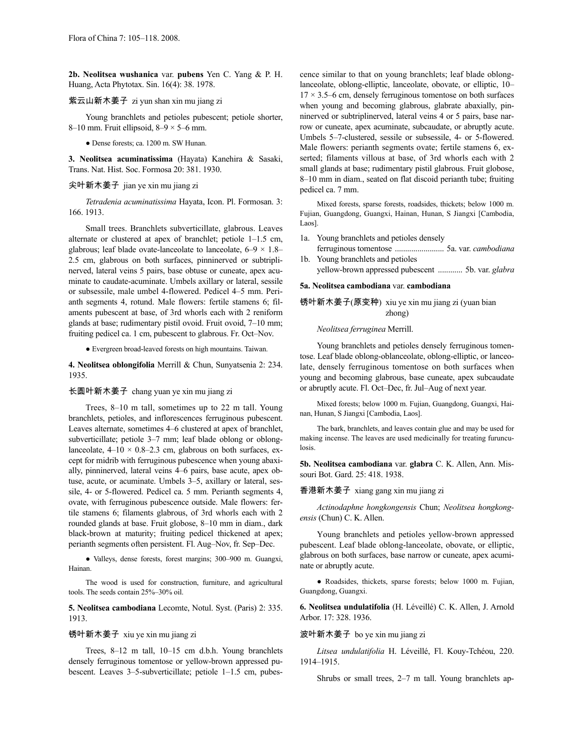**2b. Neolitsea wushanica** var. **pubens** Yen C. Yang & P. H. Huang, Acta Phytotax. Sin. 16(4): 38. 1978.

紫云山新木姜子 zi yun shan xin mu jiang zi

Young branchlets and petioles pubescent; petiole shorter, 8–10 mm. Fruit ellipsoid, 8–9 × 5–6 mm.

● Dense forests; ca. 1200 m. SW Hunan.

**3. Neolitsea acuminatissima** (Hayata) Kanehira & Sasaki, Trans. Nat. Hist. Soc. Formosa 20: 381. 1930.

尖叶新木姜子 jian ye xin mu jiang zi

*Tetradenia acuminatissima* Hayata, Icon. Pl. Formosan. 3: 166. 1913.

Small trees. Branchlets subverticillate, glabrous. Leaves alternate or clustered at apex of branchlet; petiole 1–1.5 cm, glabrous; leaf blade ovate-lanceolate to lanceolate, 6–9 × 1.8–2.5 cm, glabrous on both surfaces, pinninerved or subtriplinerved, lateral veins 5 pairs, base obtuse or cuneate, apex acuminate to caudate-acuminate. Umbels axillary or lateral, sessile or subsessile, male umbel 4-flowered. Pedicel 4–5 mm. Perianth segments 4, rotund. Male flowers: fertile stamens 6; filaments pubescent at base, of 3rd whorls each with 2 reniform glands at base; rudimentary pistil ovoid. Fruit ovoid, 7–10 mm; fruiting pedicel ca. 1 cm, pubescent to glabrous. Fr. Oct–Nov.

● Evergreen broad-leaved forests on high mountains. Taiwan.

**4. Neolitsea oblongifolia** Merrill & Chun, Sunyatsenia 2: 234. 1935.

长圆叶新木姜子 chang yuan ye xin mu jiang zi

Trees, 8–10 m tall, sometimes up to 22 m tall. Young branchlets, petioles, and inflorescences ferruginous pubescent. Leaves alternate, sometimes 4–6 clustered at apex of branchlet, subverticillate; petiole 3–7 mm; leaf blade oblong or oblong-lanceolate, 4–10 × 0.8–2.3 cm, glabrous on both surfaces, except for midrib with ferruginous pubescence when young abaxially, pinninerved, lateral veins 4–6 pairs, base acute, apex obtuse, acute, or acuminate. Umbels 3–5, axillary or lateral, sessile, 4- or 5-flowered. Pedicel ca. 5 mm. Perianth segments 4, ovate, with ferruginous pubescence outside. Male flowers: fertile stamens 6; filaments glabrous, of 3rd whorls each with 2 rounded glands at base. Fruit globose, 8–10 mm in diam., dark black-brown at maturity; fruiting pedicel thickened at apex; perianth segments often persistent. Fl. Aug–Nov, fr. Sep–Dec.

● Valleys, dense forests, forest margins; 300–900 m. Guangxi, Hainan.

The wood is used for construction, furniture, and agricultural tools. The seeds contain 25%–30% oil.

**5. Neolitsea cambodiana** Lecomte, Notul. Syst. (Paris) 2: 335. 1913.

锈叶新木姜子 xiu ye xin mu jiang zi

Trees, 8–12 m tall, 10–15 cm d.b.h. Young branchlets densely ferruginous tomentose or yellow-brown appressed pubescent. Leaves 3–5-subverticillate; petiole 1–1.5 cm, pubescence similar to that on young branchlets; leaf blade oblong-lanceolate, oblong-elliptic, lanceolate, obovate, or elliptic, 10–17 × 3.5–6 cm, densely ferruginous tomentose on both surfaces when young and becoming glabrous, glabrate abaxially, pinninerved or subtriplinerved, lateral veins 4 or 5 pairs, base narrow or cuneate, apex acuminate, subcaudate, or abruptly acute. Umbels 5–7-clustered, sessile or subsessile, 4- or 5-flowered. Male flowers: perianth segments ovate; fertile stamens 6, exserted; filaments villous at base, of 3rd whorls each with 2 small glands at base; rudimentary pistil glabrous. Fruit globose, 8–10 mm in diam., seated on flat discoid perianth tube; fruiting pedicel ca. 7 mm.

Mixed forests, sparse forests, roadsides, thickets; below 1000 m. Fujian, Guangdong, Guangxi, Hainan, Hunan, S Jiangxi [Cambodia, Laos].

1a. Young branchlets and petioles densely ferruginous tomentose ........................ 5a. var. *cambodiana*
1b. Young branchlets and petioles yellow-brown appressed pubescent ............ 5b. var. *glabra*

**5a. Neolitsea cambodiana** var. **cambodiana**

锈叶新木姜子(原变种) xiu ye xin mu jiang zi (yuan bian zhong)

*Neolitsea ferruginea* Merrill.

Young branchlets and petioles densely ferruginous tomentose. Leaf blade oblong-oblanceolate, oblong-elliptic, or lanceolate, densely ferruginous tomentose on both surfaces when young and becoming glabrous, base cuneate, apex subcaudate or abruptly acute. Fl. Oct–Dec, fr. Jul–Aug of next year.

Mixed forests; below 1000 m. Fujian, Guangdong, Guangxi, Hainan, Hunan, S Jiangxi [Cambodia, Laos].

The bark, branchlets, and leaves contain glue and may be used for making incense. The leaves are used medicinally for treating furunculosis.

**5b. Neolitsea cambodiana** var. **glabra** C. K. Allen, Ann. Missouri Bot. Gard. 25: 418. 1938.

香港新木姜子 xiang gang xin mu jiang zi

*Actinodaphne hongkongensis* Chun; *Neolitsea hongkongensis* (Chun) C. K. Allen.

Young branchlets and petioles yellow-brown appressed pubescent. Leaf blade oblong-lanceolate, obovate, or elliptic, glabrous on both surfaces, base narrow or cuneate, apex acuminate or abruptly acute.

● Roadsides, thickets, sparse forests; below 1000 m. Fujian, Guangdong, Guangxi.

**6. Neolitsea undulatifolia** (H. Léveillé) C. K. Allen, J. Arnold Arbor. 17: 328. 1936.

波叶新木姜子 bo ye xin mu jiang zi

*Litsea undulatifolia* H. Léveillé, Fl. Kouy-Tchéou, 220. 1914–1915.

Shrubs or small trees, 2–7 m tall. Young branchlets ap-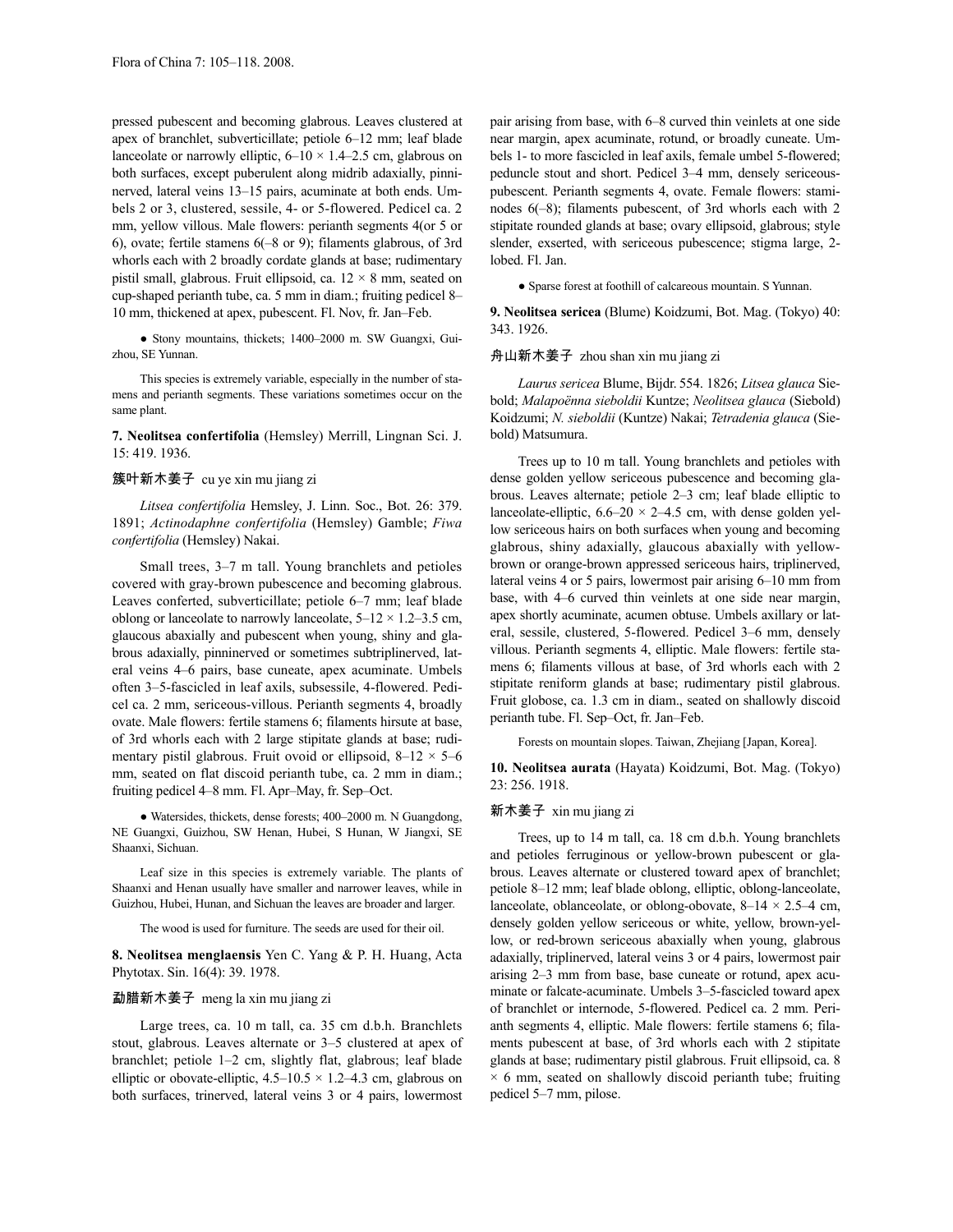pressed pubescent and becoming glabrous. Leaves clustered at apex of branchlet, subverticillate; petiole 6–12 mm; leaf blade lanceolate or narrowly elliptic, 6–10 × 1.4–2.5 cm, glabrous on both surfaces, except puberulent along midrib adaxially, pinninerved, lateral veins 13–15 pairs, acuminate at both ends. Umbels 2 or 3, clustered, sessile, 4- or 5-flowered. Pedicel ca. 2 mm, yellow villous. Male flowers: perianth segments 4(or 5 or 6), ovate; fertile stamens 6(–8 or 9); filaments glabrous, of 3rd whorls each with 2 broadly cordate glands at base; rudimentary pistil small, glabrous. Fruit ellipsoid, ca. 12 × 8 mm, seated on cup-shaped perianth tube, ca. 5 mm in diam.; fruiting pedicel 8–10 mm, thickened at apex, pubescent. Fl. Nov, fr. Jan–Feb.

● Stony mountains, thickets; 1400–2000 m. SW Guangxi, Guizhou, SE Yunnan.

This species is extremely variable, especially in the number of stamens and perianth segments. These variations sometimes occur on the same plant.

**7. Neolitsea confertifolia** (Hemsley) Merrill, Lingnan Sci. J. 15: 419. 1936.

簇叶新木姜子 cu ye xin mu jiang zi

*Litsea confertifolia* Hemsley, J. Linn. Soc., Bot. 26: 379. 1891; *Actinodaphne confertifolia* (Hemsley) Gamble; *Fiwa confertifolia* (Hemsley) Nakai.

Small trees, 3–7 m tall. Young branchlets and petioles covered with gray-brown pubescence and becoming glabrous. Leaves conferted, subverticillate; petiole 6–7 mm; leaf blade oblong or lanceolate to narrowly lanceolate, 5–12 × 1.2–3.5 cm, glaucous abaxially and pubescent when young, shiny and glabrous adaxially, pinninerved or sometimes subtriplinerved, lateral veins 4–6 pairs, base cuneate, apex acuminate. Umbels often 3–5-fascicled in leaf axils, subsessile, 4-flowered. Pedicel ca. 2 mm, sericeous-villous. Perianth segments 4, broadly ovate. Male flowers: fertile stamens 6; filaments hirsute at base, of 3rd whorls each with 2 large stipitate glands at base; rudimentary pistil glabrous. Fruit ovoid or ellipsoid, 8–12 × 5–6 mm, seated on flat discoid perianth tube, ca. 2 mm in diam.; fruiting pedicel 4–8 mm. Fl. Apr–May, fr. Sep–Oct.

● Watersides, thickets, dense forests; 400–2000 m. N Guangdong, NE Guangxi, Guizhou, SW Henan, Hubei, S Hunan, W Jiangxi, SE Shaanxi, Sichuan.

Leaf size in this species is extremely variable. The plants of Shaanxi and Henan usually have smaller and narrower leaves, while in Guizhou, Hubei, Hunan, and Sichuan the leaves are broader and larger.

The wood is used for furniture. The seeds are used for their oil.

**8. Neolitsea menglaensis** Yen C. Yang & P. H. Huang, Acta Phytotax. Sin. 16(4): 39. 1978.

勐腊新木姜子 meng la xin mu jiang zi

Large trees, ca. 10 m tall, ca. 35 cm d.b.h. Branchlets stout, glabrous. Leaves alternate or 3–5 clustered at apex of branchlet; petiole 1–2 cm, slightly flat, glabrous; leaf blade elliptic or obovate-elliptic, 4.5–10.5 × 1.2–4.3 cm, glabrous on both surfaces, trinerved, lateral veins 3 or 4 pairs, lowermost pair arising from base, with 6–8 curved thin veinlets at one side near margin, apex acuminate, rotund, or broadly cuneate. Umbels 1- to more fascicled in leaf axils, female umbel 5-flowered; peduncle stout and short. Pedicel 3–4 mm, densely sericeous-pubescent. Perianth segments 4, ovate. Female flowers: staminodes 6(–8); filaments pubescent, of 3rd whorls each with 2 stipitate rounded glands at base; ovary ellipsoid, glabrous; style slender, exserted, with sericeous pubescence; stigma large, 2-lobed. Fl. Jan.

● Sparse forest at foothill of calcareous mountain. S Yunnan.

**9. Neolitsea sericea** (Blume) Koidzumi, Bot. Mag. (Tokyo) 40: 343. 1926.

舟山新木姜子 zhou shan xin mu jiang zi

*Laurus sericea* Blume, Bijdr. 554. 1826; *Litsea glauca* Siebold; *Malapoënna sieboldii* Kuntze; *Neolitsea glauca* (Siebold) Koidzumi; *N. sieboldii* (Kuntze) Nakai; *Tetradenia glauca* (Siebold) Matsumura.

Trees up to 10 m tall. Young branchlets and petioles with dense golden yellow sericeous pubescence and becoming glabrous. Leaves alternate; petiole 2–3 cm; leaf blade elliptic to lanceolate-elliptic, 6.6–20 × 2–4.5 cm, with dense golden yellow sericeous hairs on both surfaces when young and becoming glabrous, shiny adaxially, glaucous abaxially with yellow-brown or orange-brown appressed sericeous hairs, triplinerved, lateral veins 4 or 5 pairs, lowermost pair arising 6–10 mm from base, with 4–6 curved thin veinlets at one side near margin, apex shortly acuminate, acumen obtuse. Umbels axillary or lateral, sessile, clustered, 5-flowered. Pedicel 3–6 mm, densely villous. Perianth segments 4, elliptic. Male flowers: fertile stamens 6; filaments villous at base, of 3rd whorls each with 2 stipitate reniform glands at base; rudimentary pistil glabrous. Fruit globose, ca. 1.3 cm in diam., seated on shallowly discoid perianth tube. Fl. Sep–Oct, fr. Jan–Feb.

Forests on mountain slopes. Taiwan, Zhejiang [Japan, Korea].

**10. Neolitsea aurata** (Hayata) Koidzumi, Bot. Mag. (Tokyo) 23: 256. 1918.

新木姜子 xin mu jiang zi

Trees, up to 14 m tall, ca. 18 cm d.b.h. Young branchlets and petioles ferruginous or yellow-brown pubescent or glabrous. Leaves alternate or clustered toward apex of branchlet; petiole 8–12 mm; leaf blade oblong, elliptic, oblong-lanceolate, lanceolate, oblanceolate, or oblong-obovate, 8–14 × 2.5–4 cm, densely golden yellow sericeous or white, yellow, brown-yellow, or red-brown sericeous abaxially when young, glabrous adaxially, triplinerved, lateral veins 3 or 4 pairs, lowermost pair arising 2–3 mm from base, base cuneate or rotund, apex acuminate or falcate-acuminate. Umbels 3–5-fascicled toward apex of branchlet or internode, 5-flowered. Pedicel ca. 2 mm. Perianth segments 4, elliptic. Male flowers: fertile stamens 6; filaments pubescent at base, of 3rd whorls each with 2 stipitate glands at base; rudimentary pistil glabrous. Fruit ellipsoid, ca. 8 × 6 mm, seated on shallowly discoid perianth tube; fruiting pedicel 5–7 mm, pilose.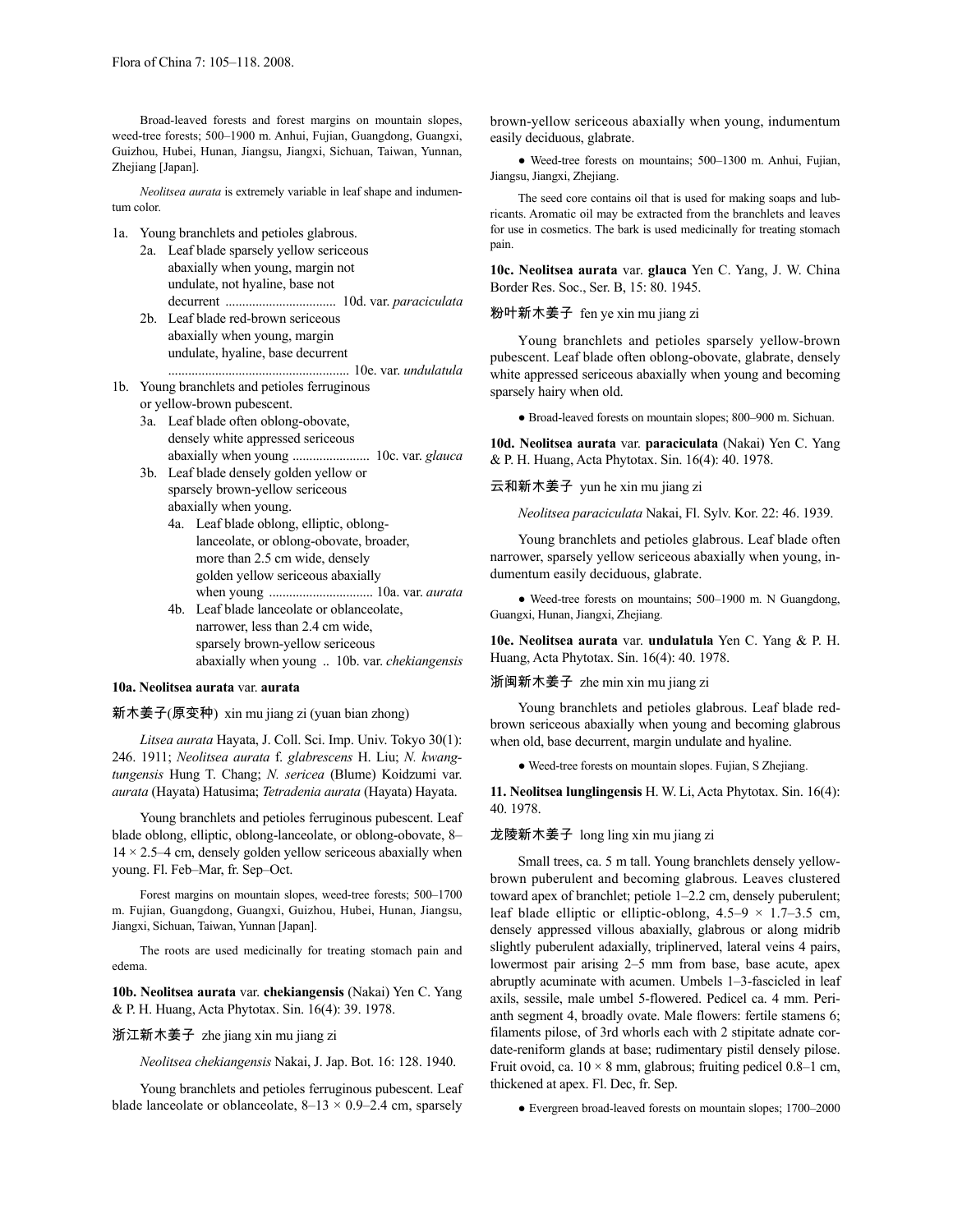Broad-leaved forests and forest margins on mountain slopes, weed-tree forests; 500–1900 m. Anhui, Fujian, Guangdong, Guangxi, Guizhou, Hubei, Hunan, Jiangsu, Jiangxi, Sichuan, Taiwan, Yunnan, Zhejiang [Japan].

*Neolitsea aurata* is extremely variable in leaf shape and indumentum color.

1a. Young branchlets and petioles glabrous.
   2a. Leaf blade sparsely yellow sericeous abaxially when young, margin not undulate, not hyaline, base not decurrent ................................ 10d. var. *paraciculata*
   2b. Leaf blade red-brown sericeous abaxially when young, margin undulate, hyaline, base decurrent ..................................................... 10e. var. *undulatula*
1b. Young branchlets and petioles ferruginous or yellow-brown pubescent.
   3a. Leaf blade often oblong-obovate, densely white appressed sericeous abaxially when young ...................... 10c. var. *glauca*
   3b. Leaf blade densely golden yellow or sparsely brown-yellow sericeous abaxially when young.
      4a. Leaf blade oblong, elliptic, oblong-lanceolate, or oblong-obovate, broader, more than 2.5 cm wide, densely golden yellow sericeous abaxially when young .............................. 10a. var. *aurata*
      4b. Leaf blade lanceolate or oblanceolate, narrower, less than 2.4 cm wide, sparsely brown-yellow sericeous abaxially when young .. 10b. var. *chekiangensis*

**10a. Neolitsea aurata** var. **aurata**

新木姜子(原变种) xin mu jiang zi (yuan bian zhong)

*Litsea aurata* Hayata, J. Coll. Sci. Imp. Univ. Tokyo 30(1): 246. 1911; *Neolitsea aurata* f. *glabrescens* H. Liu; *N. kwangtungensis* Hung T. Chang; *N. sericea* (Blume) Koidzumi var. *aurata* (Hayata) Hatusima; *Tetradenia aurata* (Hayata) Hayata.

Young branchlets and petioles ferruginous pubescent. Leaf blade oblong, elliptic, oblong-lanceolate, or oblong-obovate, 8–14 × 2.5–4 cm, densely golden yellow sericeous abaxially when young. Fl. Feb–Mar, fr. Sep–Oct.

Forest margins on mountain slopes, weed-tree forests; 500–1700 m. Fujian, Guangdong, Guangxi, Guizhou, Hubei, Hunan, Jiangsu, Jiangxi, Sichuan, Taiwan, Yunnan [Japan].

The roots are used medicinally for treating stomach pain and edema.

**10b. Neolitsea aurata** var. **chekiangensis** (Nakai) Yen C. Yang & P. H. Huang, Acta Phytotax. Sin. 16(4): 39. 1978.

浙江新木姜子 zhe jiang xin mu jiang zi

*Neolitsea chekiangensis* Nakai, J. Jap. Bot. 16: 128. 1940.

Young branchlets and petioles ferruginous pubescent. Leaf blade lanceolate or oblanceolate, 8–13 × 0.9–2.4 cm, sparsely brown-yellow sericeous abaxially when young, indumentum easily deciduous, glabrate.

● Weed-tree forests on mountains; 500–1300 m. Anhui, Fujian, Jiangsu, Jiangxi, Zhejiang.

The seed core contains oil that is used for making soaps and lubricants. Aromatic oil may be extracted from the branchlets and leaves for use in cosmetics. The bark is used medicinally for treating stomach pain.

**10c. Neolitsea aurata** var. **glauca** Yen C. Yang, J. W. China Border Res. Soc., Ser. B, 15: 80. 1945.

粉叶新木姜子 fen ye xin mu jiang zi

Young branchlets and petioles sparsely yellow-brown pubescent. Leaf blade often oblong-obovate, glabrate, densely white appressed sericeous abaxially when young and becoming sparsely hairy when old.

● Broad-leaved forests on mountain slopes; 800–900 m. Sichuan.

**10d. Neolitsea aurata** var. **paraciculata** (Nakai) Yen C. Yang & P. H. Huang, Acta Phytotax. Sin. 16(4): 40. 1978.

云和新木姜子 yun he xin mu jiang zi

*Neolitsea paraciculata* Nakai, Fl. Sylv. Kor. 22: 46. 1939.

Young branchlets and petioles glabrous. Leaf blade often narrower, sparsely yellow sericeous abaxially when young, indumentum easily deciduous, glabrate.

● Weed-tree forests on mountains; 500–1900 m. N Guangdong, Guangxi, Hunan, Jiangxi, Zhejiang.

**10e. Neolitsea aurata** var. **undulatula** Yen C. Yang & P. H. Huang, Acta Phytotax. Sin. 16(4): 40. 1978.

浙闽新木姜子 zhe min xin mu jiang zi

Young branchlets and petioles glabrous. Leaf blade red-brown sericeous abaxially when young and becoming glabrous when old, base decurrent, margin undulate and hyaline.

● Weed-tree forests on mountain slopes. Fujian, S Zhejiang.

**11. Neolitsea lunglingensis** H. W. Li, Acta Phytotax. Sin. 16(4): 40. 1978.

龙陵新木姜子 long ling xin mu jiang zi

Small trees, ca. 5 m tall. Young branchlets densely yellow-brown puberulent and becoming glabrous. Leaves clustered toward apex of branchlet; petiole 1–2.2 cm, densely puberulent; leaf blade elliptic or elliptic-oblong, 4.5–9 × 1.7–3.5 cm, densely appressed villous abaxially, glabrous or along midrib slightly puberulent adaxially, triplinerved, lateral veins 4 pairs, lowermost pair arising 2–5 mm from base, base acute, apex abruptly acuminate with acumen. Umbels 1–3-fascicled in leaf axils, sessile, male umbel 5-flowered. Pedicel ca. 4 mm. Perianth segment 4, broadly ovate. Male flowers: fertile stamens 6; filaments pilose, of 3rd whorls each with 2 stipitate adnate cordate-reniform glands at base; rudimentary pistil densely pilose. Fruit ovoid, ca. 10 × 8 mm, glabrous; fruiting pedicel 0.8–1 cm, thickened at apex. Fl. Dec, fr. Sep.

● Evergreen broad-leaved forests on mountain slopes; 1700–2000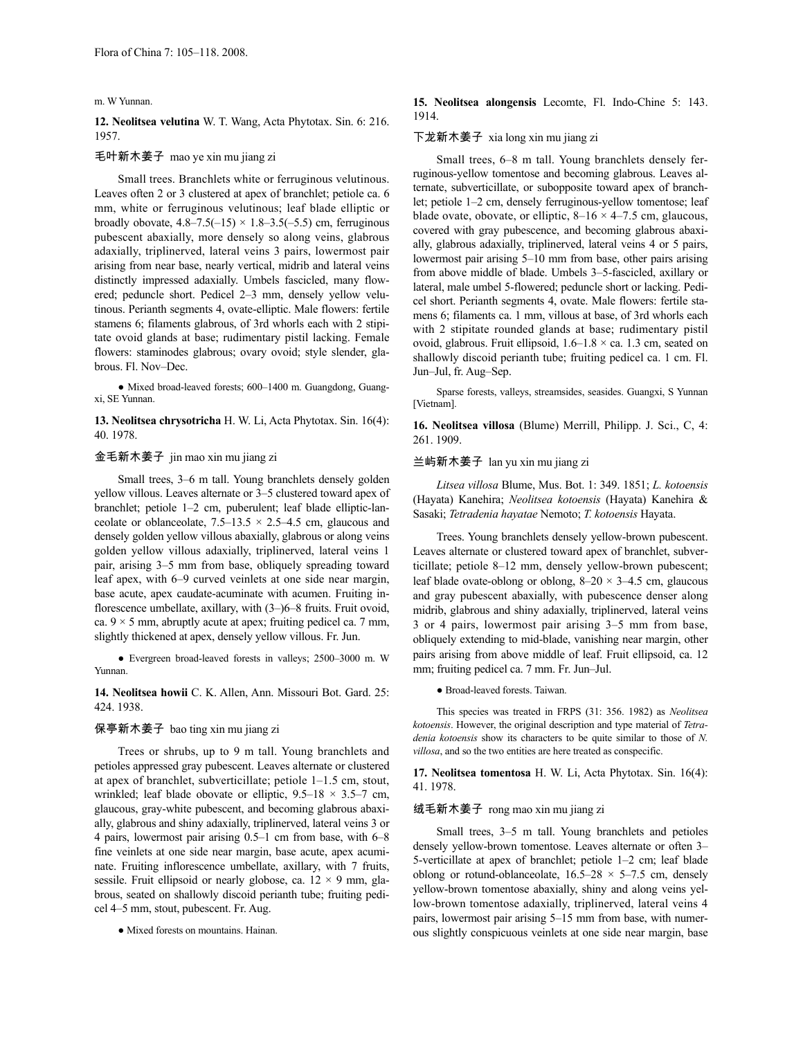m. W Yunnan.

**12. Neolitsea velutina** W. T. Wang, Acta Phytotax. Sin. 6: 216. 1957.

毛叶新木姜子 mao ye xin mu jiang zi

Small trees. Branchlets white or ferruginous velutinous. Leaves often 2 or 3 clustered at apex of branchlet; petiole ca. 6 mm, white or ferruginous velutinous; leaf blade elliptic or broadly obovate, 4.8–7.5(–15) × 1.8–3.5(–5.5) cm, ferruginous pubescent abaxially, more densely so along veins, glabrous adaxially, triplinerved, lateral veins 3 pairs, lowermost pair arising from near base, nearly vertical, midrib and lateral veins distinctly impressed adaxially. Umbels fascicled, many flowered; peduncle short. Pedicel 2–3 mm, densely yellow velutinous. Perianth segments 4, ovate-elliptic. Male flowers: fertile stamens 6; filaments glabrous, of 3rd whorls each with 2 stipitate ovoid glands at base; rudimentary pistil lacking. Female flowers: staminodes glabrous; ovary ovoid; style slender, glabrous. Fl. Nov–Dec.

● Mixed broad-leaved forests; 600–1400 m. Guangdong, Guangxi, SE Yunnan.

**13. Neolitsea chrysotricha** H. W. Li, Acta Phytotax. Sin. 16(4): 40. 1978.

金毛新木姜子 jin mao xin mu jiang zi

Small trees, 3–6 m tall. Young branchlets densely golden yellow villous. Leaves alternate or 3–5 clustered toward apex of branchlet; petiole 1–2 cm, puberulent; leaf blade elliptic-lanceolate or oblanceolate, 7.5–13.5 × 2.5–4.5 cm, glaucous and densely golden yellow villous abaxially, glabrous or along veins golden yellow villous adaxially, triplinerved, lateral veins 1 pair, arising 3–5 mm from base, obliquely spreading toward leaf apex, with 6–9 curved veinlets at one side near margin, base acute, apex caudate-acuminate with acumen. Fruiting inflorescence umbellate, axillary, with (3–)6–8 fruits. Fruit ovoid, ca. 9 × 5 mm, abruptly acute at apex; fruiting pedicel ca. 7 mm, slightly thickened at apex, densely yellow villous. Fr. Jun.

● Evergreen broad-leaved forests in valleys; 2500–3000 m. W Yunnan.

**14. Neolitsea howii** C. K. Allen, Ann. Missouri Bot. Gard. 25: 424. 1938.

保亭新木姜子 bao ting xin mu jiang zi

Trees or shrubs, up to 9 m tall. Young branchlets and petioles appressed gray pubescent. Leaves alternate or clustered at apex of branchlet, subverticillate; petiole 1–1.5 cm, stout, wrinkled; leaf blade obovate or elliptic, 9.5–18 × 3.5–7 cm, glaucous, gray-white pubescent, and becoming glabrous abaxially, glabrous and shiny adaxially, triplinerved, lateral veins 3 or 4 pairs, lowermost pair arising 0.5–1 cm from base, with 6–8 fine veinlets at one side near margin, base acute, apex acuminate. Fruiting inflorescence umbellate, axillary, with 7 fruits, sessile. Fruit ellipsoid or nearly globose, ca. 12 × 9 mm, glabrous, seated on shallowly discoid perianth tube; fruiting pedicel 4–5 mm, stout, pubescent. Fr. Aug.

● Mixed forests on mountains. Hainan.

**15. Neolitsea alongensis** Lecomte, Fl. Indo-Chine 5: 143. 1914.

下龙新木姜子 xia long xin mu jiang zi

Small trees, 6–8 m tall. Young branchlets densely ferruginous-yellow tomentose and becoming glabrous. Leaves alternate, subverticillate, or subopposite toward apex of branchlet; petiole 1–2 cm, densely ferruginous-yellow tomentose; leaf blade ovate, obovate, or elliptic, 8–16 × 4–7.5 cm, glaucous, covered with gray pubescence, and becoming glabrous abaxially, glabrous adaxially, triplinerved, lateral veins 4 or 5 pairs, lowermost pair arising 5–10 mm from base, other pairs arising from above middle of blade. Umbels 3–5-fascicled, axillary or lateral, male umbel 5-flowered; peduncle short or lacking. Pedicel short. Perianth segments 4, ovate. Male flowers: fertile stamens 6; filaments ca. 1 mm, villous at base, of 3rd whorls each with 2 stipitate rounded glands at base; rudimentary pistil ovoid, glabrous. Fruit ellipsoid, 1.6–1.8 × ca. 1.3 cm, seated on shallowly discoid perianth tube; fruiting pedicel ca. 1 cm. Fl. Jun–Jul, fr. Aug–Sep.

Sparse forests, valleys, streamsides, seasides. Guangxi, S Yunnan [Vietnam].

**16. Neolitsea villosa** (Blume) Merrill, Philipp. J. Sci., C, 4: 261. 1909.

兰屿新木姜子 lan yu xin mu jiang zi

*Litsea villosa* Blume, Mus. Bot. 1: 349. 1851; *L. kotoensis* (Hayata) Kanehira; *Neolitsea kotoensis* (Hayata) Kanehira & Sasaki; *Tetradenia hayatae* Nemoto; *T. kotoensis* Hayata.

Trees. Young branchlets densely yellow-brown pubescent. Leaves alternate or clustered toward apex of branchlet, subverticillate; petiole 8–12 mm, densely yellow-brown pubescent; leaf blade ovate-oblong or oblong, 8–20 × 3–4.5 cm, glaucous and gray pubescent abaxially, with pubescence denser along midrib, glabrous and shiny adaxially, triplinerved, lateral veins 3 or 4 pairs, lowermost pair arising 3–5 mm from base, obliquely extending to mid-blade, vanishing near margin, other pairs arising from above middle of leaf. Fruit ellipsoid, ca. 12 mm; fruiting pedicel ca. 7 mm. Fr. Jun–Jul.

● Broad-leaved forests. Taiwan.

This species was treated in FRPS (31: 356. 1982) as *Neolitsea kotoensis*. However, the original description and type material of *Tetradenia kotoensis* show its characters to be quite similar to those of *N. villosa*, and so the two entities are here treated as conspecific.

**17. Neolitsea tomentosa** H. W. Li, Acta Phytotax. Sin. 16(4): 41. 1978.

绒毛新木姜子 rong mao xin mu jiang zi

Small trees, 3–5 m tall. Young branchlets and petioles densely yellow-brown tomentose. Leaves alternate or often 3–5-verticillate at apex of branchlet; petiole 1–2 cm; leaf blade oblong or rotund-oblanceolate, 16.5–28 × 5–7.5 cm, densely yellow-brown tomentose abaxially, shiny and along veins yellow-brown tomentose adaxially, triplinerved, lateral veins 4 pairs, lowermost pair arising 5–15 mm from base, with numerous slightly conspicuous veinlets at one side near margin, base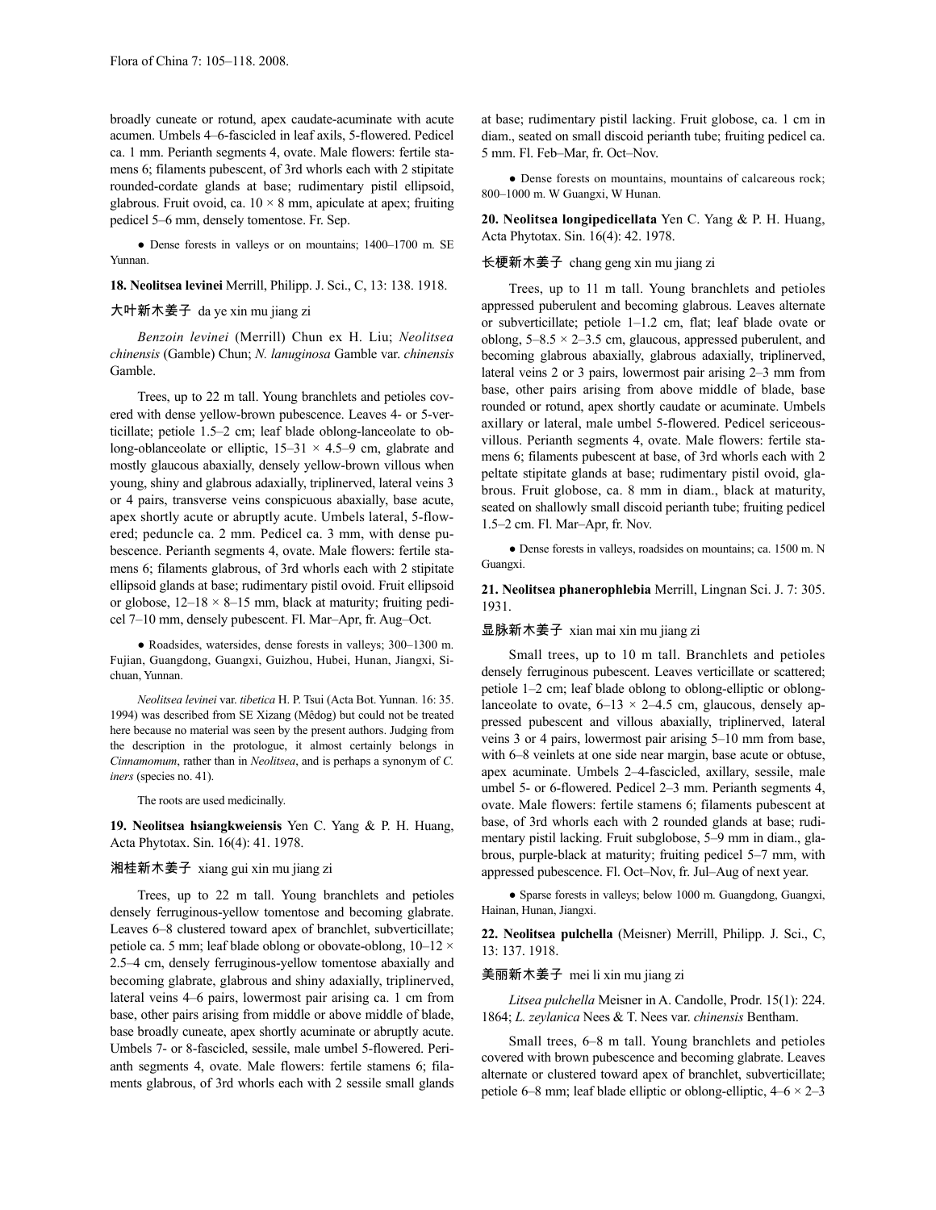broadly cuneate or rotund, apex caudate-acuminate with acute acumen. Umbels 4–6-fascicled in leaf axils, 5-flowered. Pedicel ca. 1 mm. Perianth segments 4, ovate. Male flowers: fertile stamens 6; filaments pubescent, of 3rd whorls each with 2 stipitate rounded-cordate glands at base; rudimentary pistil ellipsoid, glabrous. Fruit ovoid, ca. 10 × 8 mm, apiculate at apex; fruiting pedicel 5–6 mm, densely tomentose. Fr. Sep.

● Dense forests in valleys or on mountains; 1400–1700 m. SE Yunnan.

**18. Neolitsea levinei** Merrill, Philipp. J. Sci., C, 13: 138. 1918.

大叶新木姜子 da ye xin mu jiang zi

*Benzoin levinei* (Merrill) Chun ex H. Liu; *Neolitsea chinensis* (Gamble) Chun; *N. lanuginosa* Gamble var. *chinensis* Gamble.

Trees, up to 22 m tall. Young branchlets and petioles covered with dense yellow-brown pubescence. Leaves 4- or 5-verticillate; petiole 1.5–2 cm; leaf blade oblong-lanceolate to oblong-oblanceolate or elliptic, 15–31 × 4.5–9 cm, glabrate and mostly glaucous abaxially, densely yellow-brown villous when young, shiny and glabrous adaxially, triplinerved, lateral veins 3 or 4 pairs, transverse veins conspicuous abaxially, base acute, apex shortly acute or abruptly acute. Umbels lateral, 5-flowered; peduncle ca. 2 mm. Pedicel ca. 3 mm, with dense pubescence. Perianth segments 4, ovate. Male flowers: fertile stamens 6; filaments glabrous, of 3rd whorls each with 2 stipitate ellipsoid glands at base; rudimentary pistil ovoid. Fruit ellipsoid or globose, 12–18 × 8–15 mm, black at maturity; fruiting pedicel 7–10 mm, densely pubescent. Fl. Mar–Apr, fr. Aug–Oct.

● Roadsides, watersides, dense forests in valleys; 300–1300 m. Fujian, Guangdong, Guangxi, Guizhou, Hubei, Hunan, Jiangxi, Sichuan, Yunnan.

*Neolitsea levinei* var. *tibetica* H. P. Tsui (Acta Bot. Yunnan. 16: 35. 1994) was described from SE Xizang (Mêdog) but could not be treated here because no material was seen by the present authors. Judging from the description in the protologue, it almost certainly belongs in *Cinnamomum*, rather than in *Neolitsea*, and is perhaps a synonym of *C. iners* (species no. 41).

The roots are used medicinally.

**19. Neolitsea hsiangkweiensis** Yen C. Yang & P. H. Huang, Acta Phytotax. Sin. 16(4): 41. 1978.

湘桂新木姜子 xiang gui xin mu jiang zi

Trees, up to 22 m tall. Young branchlets and petioles densely ferruginous-yellow tomentose and becoming glabrate. Leaves 6–8 clustered toward apex of branchlet, subverticillate; petiole ca. 5 mm; leaf blade oblong or obovate-oblong, 10–12 × 2.5–4 cm, densely ferruginous-yellow tomentose abaxially and becoming glabrate, glabrous and shiny adaxially, triplinerved, lateral veins 4–6 pairs, lowermost pair arising ca. 1 cm from base, other pairs arising from middle or above middle of blade, base broadly cuneate, apex shortly acuminate or abruptly acute. Umbels 7- or 8-fascicled, sessile, male umbel 5-flowered. Perianth segments 4, ovate. Male flowers: fertile stamens 6; filaments glabrous, of 3rd whorls each with 2 sessile small glands at base; rudimentary pistil lacking. Fruit globose, ca. 1 cm in diam., seated on small discoid perianth tube; fruiting pedicel ca. 5 mm. Fl. Feb–Mar, fr. Oct–Nov.

● Dense forests on mountains, mountains of calcareous rock; 800–1000 m. W Guangxi, W Hunan.

**20. Neolitsea longipedicellata** Yen C. Yang & P. H. Huang, Acta Phytotax. Sin. 16(4): 42. 1978.

长梗新木姜子 chang geng xin mu jiang zi

Trees, up to 11 m tall. Young branchlets and petioles appressed puberulent and becoming glabrous. Leaves alternate or subverticillate; petiole 1–1.2 cm, flat; leaf blade ovate or oblong, 5–8.5 × 2–3.5 cm, glaucous, appressed puberulent, and becoming glabrous abaxially, glabrous adaxially, triplinerved, lateral veins 2 or 3 pairs, lowermost pair arising 2–3 mm from base, other pairs arising from above middle of blade, base rounded or rotund, apex shortly caudate or acuminate. Umbels axillary or lateral, male umbel 5-flowered. Pedicel sericeous-villous. Perianth segments 4, ovate. Male flowers: fertile stamens 6; filaments pubescent at base, of 3rd whorls each with 2 peltate stipitate glands at base; rudimentary pistil ovoid, glabrous. Fruit globose, ca. 8 mm in diam., black at maturity, seated on shallowly small discoid perianth tube; fruiting pedicel 1.5–2 cm. Fl. Mar–Apr, fr. Nov.

● Dense forests in valleys, roadsides on mountains; ca. 1500 m. N Guangxi.

**21. Neolitsea phanerophlebia** Merrill, Lingnan Sci. J. 7: 305. 1931.

显脉新木姜子 xian mai xin mu jiang zi

Small trees, up to 10 m tall. Branchlets and petioles densely ferruginous pubescent. Leaves verticillate or scattered; petiole 1–2 cm; leaf blade oblong to oblong-elliptic or oblong-lanceolate to ovate, 6–13 × 2–4.5 cm, glaucous, densely appressed pubescent and villous abaxially, triplinerved, lateral veins 3 or 4 pairs, lowermost pair arising 5–10 mm from base, with 6–8 veinlets at one side near margin, base acute or obtuse, apex acuminate. Umbels 2–4-fascicled, axillary, sessile, male umbel 5- or 6-flowered. Pedicel 2–3 mm. Perianth segments 4, ovate. Male flowers: fertile stamens 6; filaments pubescent at base, of 3rd whorls each with 2 rounded glands at base; rudimentary pistil lacking. Fruit subglobose, 5–9 mm in diam., glabrous, purple-black at maturity; fruiting pedicel 5–7 mm, with appressed pubescence. Fl. Oct–Nov, fr. Jul–Aug of next year.

● Sparse forests in valleys; below 1000 m. Guangdong, Guangxi, Hainan, Hunan, Jiangxi.

**22. Neolitsea pulchella** (Meisner) Merrill, Philipp. J. Sci., C, 13: 137. 1918.

美丽新木姜子 mei li xin mu jiang zi

*Litsea pulchella* Meisner in A. Candolle, Prodr. 15(1): 224. 1864; *L. zeylanica* Nees & T. Nees var. *chinensis* Bentham.

Small trees, 6–8 m tall. Young branchlets and petioles covered with brown pubescence and becoming glabrate. Leaves alternate or clustered toward apex of branchlet, subverticillate; petiole 6–8 mm; leaf blade elliptic or oblong-elliptic, 4–6 × 2–3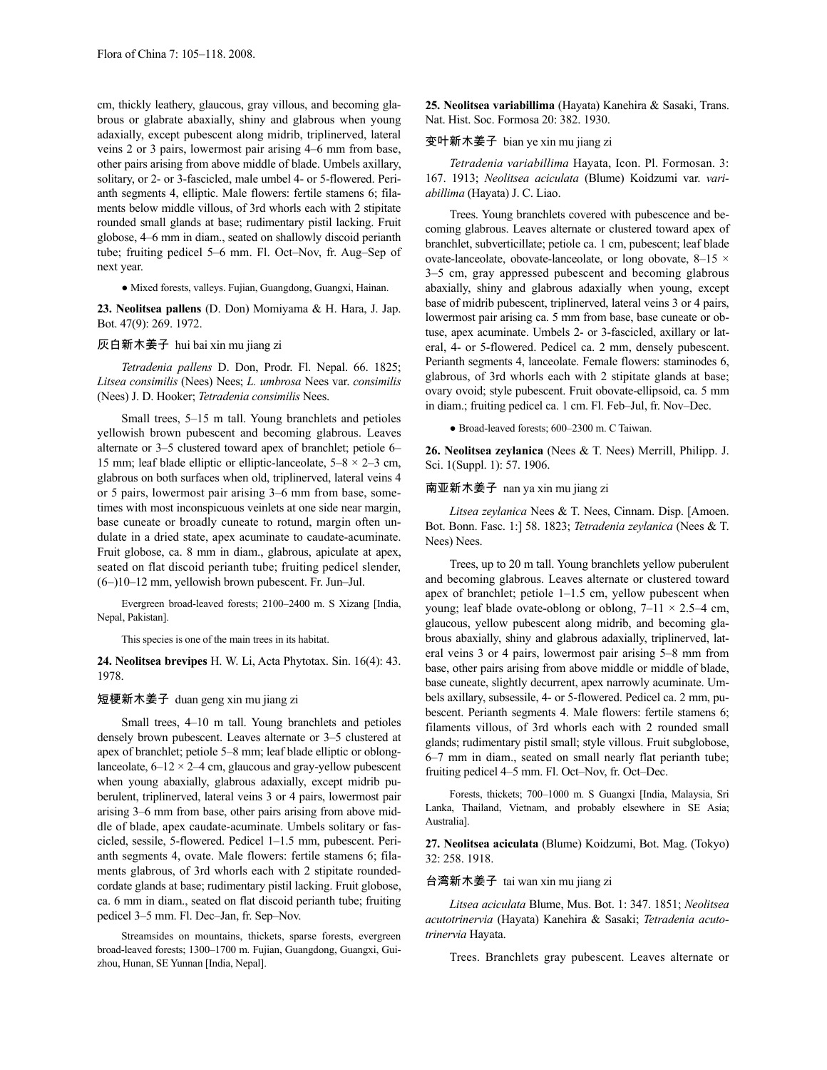cm, thickly leathery, glaucous, gray villous, and becoming glabrous or glabrate abaxially, shiny and glabrous when young adaxially, except pubescent along midrib, triplinerved, lateral veins 2 or 3 pairs, lowermost pair arising 4–6 mm from base, other pairs arising from above middle of blade. Umbels axillary, solitary, or 2- or 3-fascicled, male umbel 4- or 5-flowered. Perianth segments 4, elliptic. Male flowers: fertile stamens 6; filaments below middle villous, of 3rd whorls each with 2 stipitate rounded small glands at base; rudimentary pistil lacking. Fruit globose, 4–6 mm in diam., seated on shallowly discoid perianth tube; fruiting pedicel 5–6 mm. Fl. Oct–Nov, fr. Aug–Sep of next year.

● Mixed forests, valleys. Fujian, Guangdong, Guangxi, Hainan.

**23. Neolitsea pallens** (D. Don) Momiyama & H. Hara, J. Jap. Bot. 47(9): 269. 1972.

灰白新木姜子 hui bai xin mu jiang zi

*Tetradenia pallens* D. Don, Prodr. Fl. Nepal. 66. 1825; *Litsea consimilis* (Nees) Nees; *L. umbrosa* Nees var. *consimilis* (Nees) J. D. Hooker; *Tetradenia consimilis* Nees.

Small trees, 5–15 m tall. Young branchlets and petioles yellowish brown pubescent and becoming glabrous. Leaves alternate or 3–5 clustered toward apex of branchlet; petiole 6–15 mm; leaf blade elliptic or elliptic-lanceolate, 5–8 × 2–3 cm, glabrous on both surfaces when old, triplinerved, lateral veins 4 or 5 pairs, lowermost pair arising 3–6 mm from base, sometimes with most inconspicuous veinlets at one side near margin, base cuneate or broadly cuneate to rotund, margin often undulate in a dried state, apex acuminate to caudate-acuminate. Fruit globose, ca. 8 mm in diam., glabrous, apiculate at apex, seated on flat discoid perianth tube; fruiting pedicel slender, (6–)10–12 mm, yellowish brown pubescent. Fr. Jun–Jul.

Evergreen broad-leaved forests; 2100–2400 m. S Xizang [India, Nepal, Pakistan].

This species is one of the main trees in its habitat.

**24. Neolitsea brevipes** H. W. Li, Acta Phytotax. Sin. 16(4): 43. 1978.

短梗新木姜子 duan geng xin mu jiang zi

Small trees, 4–10 m tall. Young branchlets and petioles densely brown pubescent. Leaves alternate or 3–5 clustered at apex of branchlet; petiole 5–8 mm; leaf blade elliptic or oblong-lanceolate, 6–12 × 2–4 cm, glaucous and gray-yellow pubescent when young abaxially, glabrous adaxially, except midrib puberulent, triplinerved, lateral veins 3 or 4 pairs, lowermost pair arising 3–6 mm from base, other pairs arising from above middle of blade, apex caudate-acuminate. Umbels solitary or fascicled, sessile, 5-flowered. Pedicel 1–1.5 mm, pubescent. Perianth segments 4, ovate. Male flowers: fertile stamens 6; filaments glabrous, of 3rd whorls each with 2 stipitate rounded-cordate glands at base; rudimentary pistil lacking. Fruit globose, ca. 6 mm in diam., seated on flat discoid perianth tube; fruiting pedicel 3–5 mm. Fl. Dec–Jan, fr. Sep–Nov.

Streamsides on mountains, thickets, sparse forests, evergreen broad-leaved forests; 1300–1700 m. Fujian, Guangdong, Guangxi, Guizhou, Hunan, SE Yunnan [India, Nepal].

**25. Neolitsea variabillima** (Hayata) Kanehira & Sasaki, Trans. Nat. Hist. Soc. Formosa 20: 382. 1930.

变叶新木姜子 bian ye xin mu jiang zi

*Tetradenia variabillima* Hayata, Icon. Pl. Formosan. 3: 167. 1913; *Neolitsea aciculata* (Blume) Koidzumi var. *variabillima* (Hayata) J. C. Liao.

Trees. Young branchlets covered with pubescence and becoming glabrous. Leaves alternate or clustered toward apex of branchlet, subverticillate; petiole ca. 1 cm, pubescent; leaf blade ovate-lanceolate, obovate-lanceolate, or long obovate, 8–15 × 3–5 cm, gray appressed pubescent and becoming glabrous abaxially, shiny and glabrous adaxially when young, except base of midrib pubescent, triplinerved, lateral veins 3 or 4 pairs, lowermost pair arising ca. 5 mm from base, base cuneate or obtuse, apex acuminate. Umbels 2- or 3-fascicled, axillary or lateral, 4- or 5-flowered. Pedicel ca. 2 mm, densely pubescent. Perianth segments 4, lanceolate. Female flowers: staminodes 6, glabrous, of 3rd whorls each with 2 stipitate glands at base; ovary ovoid; style pubescent. Fruit obovate-ellipsoid, ca. 5 mm in diam.; fruiting pedicel ca. 1 cm. Fl. Feb–Jul, fr. Nov–Dec.

● Broad-leaved forests; 600–2300 m. C Taiwan.

**26. Neolitsea zeylanica** (Nees & T. Nees) Merrill, Philipp. J. Sci. 1(Suppl. 1): 57. 1906.

南亚新木姜子 nan ya xin mu jiang zi

*Litsea zeylanica* Nees & T. Nees, Cinnam. Disp. [Amoen. Bot. Bonn. Fasc. 1:] 58. 1823; *Tetradenia zeylanica* (Nees & T. Nees) Nees.

Trees, up to 20 m tall. Young branchlets yellow puberulent and becoming glabrous. Leaves alternate or clustered toward apex of branchlet; petiole 1–1.5 cm, yellow pubescent when young; leaf blade ovate-oblong or oblong, 7–11 × 2.5–4 cm, glaucous, yellow pubescent along midrib, and becoming glabrous abaxially, shiny and glabrous adaxially, triplinerved, lateral veins 3 or 4 pairs, lowermost pair arising 5–8 mm from base, other pairs arising from above middle or middle of blade, base cuneate, slightly decurrent, apex narrowly acuminate. Umbels axillary, subsessile, 4- or 5-flowered. Pedicel ca. 2 mm, pubescent. Perianth segments 4. Male flowers: fertile stamens 6; filaments villous, of 3rd whorls each with 2 rounded small glands; rudimentary pistil small; style villous. Fruit subglobose, 6–7 mm in diam., seated on small nearly flat perianth tube; fruiting pedicel 4–5 mm. Fl. Oct–Nov, fr. Oct–Dec.

Forests, thickets; 700–1000 m. S Guangxi [India, Malaysia, Sri Lanka, Thailand, Vietnam, and probably elsewhere in SE Asia; Australia].

**27. Neolitsea aciculata** (Blume) Koidzumi, Bot. Mag. (Tokyo) 32: 258. 1918.

台湾新木姜子 tai wan xin mu jiang zi

*Litsea aciculata* Blume, Mus. Bot. 1: 347. 1851; *Neolitsea acutotrinervia* (Hayata) Kanehira & Sasaki; *Tetradenia acutotrinervia* Hayata.

Trees. Branchlets gray pubescent. Leaves alternate or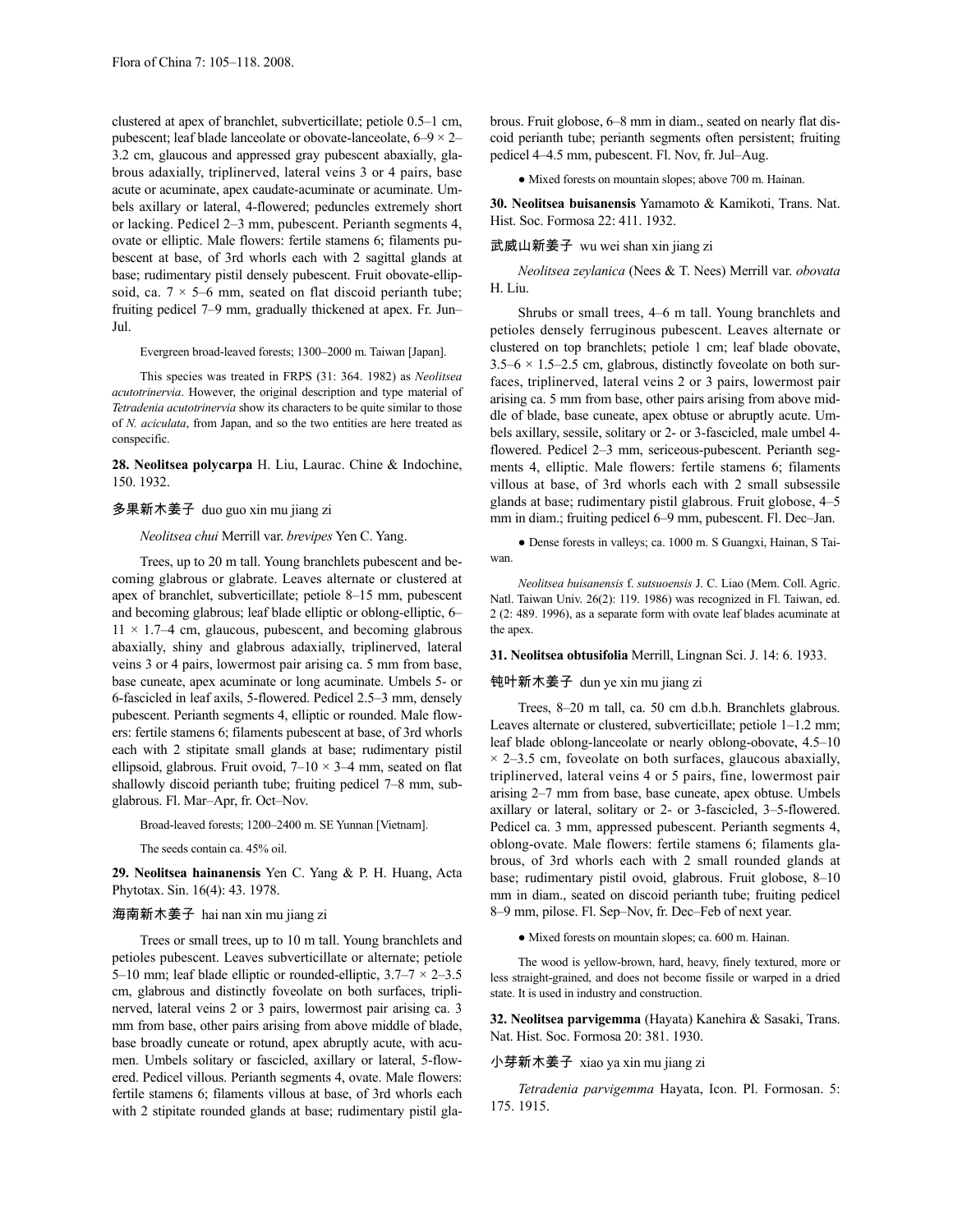clustered at apex of branchlet, subverticillate; petiole 0.5–1 cm, pubescent; leaf blade lanceolate or obovate-lanceolate, 6–9 × 2–3.2 cm, glaucous and appressed gray pubescent abaxially, glabrous adaxially, triplinerved, lateral veins 3 or 4 pairs, base acute or acuminate, apex caudate-acuminate or acuminate. Umbels axillary or lateral, 4-flowered; peduncles extremely short or lacking. Pedicel 2–3 mm, pubescent. Perianth segments 4, ovate or elliptic. Male flowers: fertile stamens 6; filaments pubescent at base, of 3rd whorls each with 2 sagittal glands at base; rudimentary pistil densely pubescent. Fruit obovate-ellipsoid, ca. 7 × 5–6 mm, seated on flat discoid perianth tube; fruiting pedicel 7–9 mm, gradually thickened at apex. Fr. Jun–Jul.

Evergreen broad-leaved forests; 1300–2000 m. Taiwan [Japan].

This species was treated in FRPS (31: 364. 1982) as *Neolitsea acutotrinervia*. However, the original description and type material of *Tetradenia acutotrinervia* show its characters to be quite similar to those of *N. aciculata*, from Japan, and so the two entities are here treated as conspecific.

**28. Neolitsea polycarpa** H. Liu, Laurac. Chine & Indochine, 150. 1932.

多果新木姜子 duo guo xin mu jiang zi

*Neolitsea chui* Merrill var. *brevipes* Yen C. Yang.

Trees, up to 20 m tall. Young branchlets pubescent and becoming glabrous or glabrate. Leaves alternate or clustered at apex of branchlet, subverticillate; petiole 8–15 mm, pubescent and becoming glabrous; leaf blade elliptic or oblong-elliptic, 6–11 × 1.7–4 cm, glaucous, pubescent, and becoming glabrous abaxially, shiny and glabrous adaxially, triplinerved, lateral veins 3 or 4 pairs, lowermost pair arising ca. 5 mm from base, base cuneate, apex acuminate or long acuminate. Umbels 5- or 6-fascicled in leaf axils, 5-flowered. Pedicel 2.5–3 mm, densely pubescent. Perianth segments 4, elliptic or rounded. Male flowers: fertile stamens 6; filaments pubescent at base, of 3rd whorls each with 2 stipitate small glands at base; rudimentary pistil ellipsoid, glabrous. Fruit ovoid, 7–10 × 3–4 mm, seated on flat shallowly discoid perianth tube; fruiting pedicel 7–8 mm, subglabrous. Fl. Mar–Apr, fr. Oct–Nov.

Broad-leaved forests; 1200–2400 m. SE Yunnan [Vietnam].

The seeds contain ca. 45% oil.

**29. Neolitsea hainanensis** Yen C. Yang & P. H. Huang, Acta Phytotax. Sin. 16(4): 43. 1978.

海南新木姜子 hai nan xin mu jiang zi

Trees or small trees, up to 10 m tall. Young branchlets and petioles pubescent. Leaves subverticillate or alternate; petiole 5–10 mm; leaf blade elliptic or rounded-elliptic, 3.7–7 × 2–3.5 cm, glabrous and distinctly foveolate on both surfaces, triplinerved, lateral veins 2 or 3 pairs, lowermost pair arising ca. 3 mm from base, other pairs arising from above middle of blade, base broadly cuneate or rotund, apex abruptly acute, with acumen. Umbels solitary or fascicled, axillary or lateral, 5-flowered. Pedicel villous. Perianth segments 4, ovate. Male flowers: fertile stamens 6; filaments villous at base, of 3rd whorls each with 2 stipitate rounded glands at base; rudimentary pistil glabrous. Fruit globose, 6–8 mm in diam., seated on nearly flat discoid perianth tube; perianth segments often persistent; fruiting pedicel 4–4.5 mm, pubescent. Fl. Nov, fr. Jul–Aug.

● Mixed forests on mountain slopes; above 700 m. Hainan.

**30. Neolitsea buisanensis** Yamamoto & Kamikoti, Trans. Nat. Hist. Soc. Formosa 22: 411. 1932.

武威山新姜子 wu wei shan xin jiang zi

*Neolitsea zeylanica* (Nees & T. Nees) Merrill var. *obovata* H. Liu.

Shrubs or small trees, 4–6 m tall. Young branchlets and petioles densely ferruginous pubescent. Leaves alternate or clustered on top branchlets; petiole 1 cm; leaf blade obovate, 3.5–6 × 1.5–2.5 cm, glabrous, distinctly foveolate on both surfaces, triplinerved, lateral veins 2 or 3 pairs, lowermost pair arising ca. 5 mm from base, other pairs arising from above middle of blade, base cuneate, apex obtuse or abruptly acute. Umbels axillary, sessile, solitary or 2- or 3-fascicled, male umbel 4-flowered. Pedicel 2–3 mm, sericeous-pubescent. Perianth segments 4, elliptic. Male flowers: fertile stamens 6; filaments villous at base, of 3rd whorls each with 2 small subsessile glands at base; rudimentary pistil glabrous. Fruit globose, 4–5 mm in diam.; fruiting pedicel 6–9 mm, pubescent. Fl. Dec–Jan.

● Dense forests in valleys; ca. 1000 m. S Guangxi, Hainan, S Taiwan.

*Neolitsea buisanensis* f. *sutsuoensis* J. C. Liao (Mem. Coll. Agric. Natl. Taiwan Univ. 26(2): 119. 1986) was recognized in Fl. Taiwan, ed. 2 (2: 489. 1996), as a separate form with ovate leaf blades acuminate at the apex.

**31. Neolitsea obtusifolia** Merrill, Lingnan Sci. J. 14: 6. 1933.

钝叶新木姜子 dun ye xin mu jiang zi

Trees, 8–20 m tall, ca. 50 cm d.b.h. Branchlets glabrous. Leaves alternate or clustered, subverticillate; petiole 1–1.2 mm; leaf blade oblong-lanceolate or nearly oblong-obovate, 4.5–10 × 2–3.5 cm, foveolate on both surfaces, glaucous abaxially, triplinerved, lateral veins 4 or 5 pairs, fine, lowermost pair arising 2–7 mm from base, base cuneate, apex obtuse. Umbels axillary or lateral, solitary or 2- or 3-fascicled, 3–5-flowered. Pedicel ca. 3 mm, appressed pubescent. Perianth segments 4, oblong-ovate. Male flowers: fertile stamens 6; filaments glabrous, of 3rd whorls each with 2 small rounded glands at base; rudimentary pistil ovoid, glabrous. Fruit globose, 8–10 mm in diam., seated on discoid perianth tube; fruiting pedicel 8–9 mm, pilose. Fl. Sep–Nov, fr. Dec–Feb of next year.

● Mixed forests on mountain slopes; ca. 600 m. Hainan.

The wood is yellow-brown, hard, heavy, finely textured, more or less straight-grained, and does not become fissile or warped in a dried state. It is used in industry and construction.

**32. Neolitsea parvigemma** (Hayata) Kanehira & Sasaki, Trans. Nat. Hist. Soc. Formosa 20: 381. 1930.

小芽新木姜子 xiao ya xin mu jiang zi

*Tetradenia parvigemma* Hayata, Icon. Pl. Formosan. 5: 175. 1915.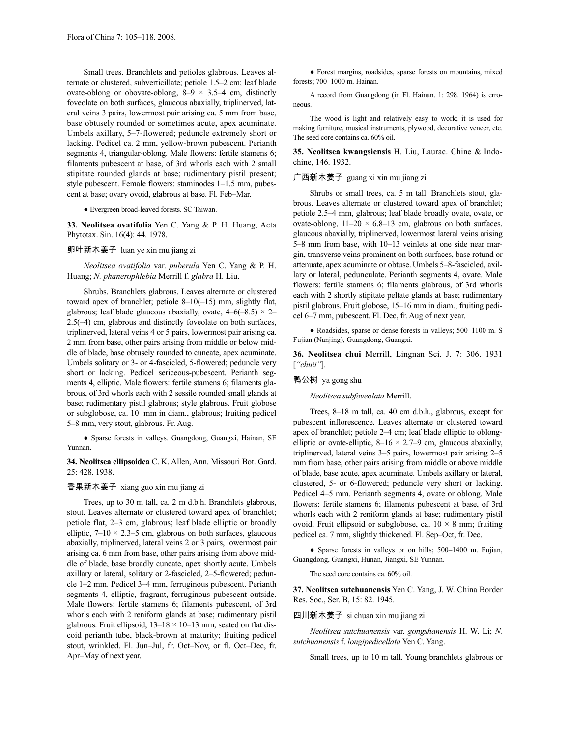Small trees. Branchlets and petioles glabrous. Leaves alternate or clustered, subverticillate; petiole 1.5–2 cm; leaf blade ovate-oblong or obovate-oblong, 8–9 × 3.5–4 cm, distinctly foveolate on both surfaces, glaucous abaxially, triplinerved, lateral veins 3 pairs, lowermost pair arising ca. 5 mm from base, base obtusely rounded or sometimes acute, apex acuminate. Umbels axillary, 5–7-flowered; peduncle extremely short or lacking. Pedicel ca. 2 mm, yellow-brown pubescent. Perianth segments 4, triangular-oblong. Male flowers: fertile stamens 6; filaments pubescent at base, of 3rd whorls each with 2 small stipitate rounded glands at base; rudimentary pistil present; style pubescent. Female flowers: staminodes 1–1.5 mm, pubescent at base; ovary ovoid, glabrous at base. Fl. Feb–Mar.

● Evergreen broad-leaved forests. SC Taiwan.

**33. Neolitsea ovatifolia** Yen C. Yang & P. H. Huang, Acta Phytotax. Sin. 16(4): 44. 1978.

卵叶新木姜子 luan ye xin mu jiang zi

*Neolitsea ovatifolia* var. *puberula* Yen C. Yang & P. H. Huang; *N. phanerophlebia* Merrill f. *glabra* H. Liu.

Shrubs. Branchlets glabrous. Leaves alternate or clustered toward apex of branchlet; petiole 8–10(–15) mm, slightly flat, glabrous; leaf blade glaucous abaxially, ovate, 4–6(–8.5) × 2–2.5(–4) cm, glabrous and distinctly foveolate on both surfaces, triplinerved, lateral veins 4 or 5 pairs, lowermost pair arising ca. 2 mm from base, other pairs arising from middle or below middle of blade, base obtusely rounded to cuneate, apex acuminate. Umbels solitary or 3- or 4-fascicled, 5-flowered; peduncle very short or lacking. Pedicel sericeous-pubescent. Perianth segments 4, elliptic. Male flowers: fertile stamens 6; filaments glabrous, of 3rd whorls each with 2 sessile rounded small glands at base; rudimentary pistil glabrous; style glabrous. Fruit globose or subglobose, ca. 10 mm in diam., glabrous; fruiting pedicel 5–8 mm, very stout, glabrous. Fr. Aug.

● Sparse forests in valleys. Guangdong, Guangxi, Hainan, SE Yunnan.

**34. Neolitsea ellipsoidea** C. K. Allen, Ann. Missouri Bot. Gard. 25: 428. 1938.

香果新木姜子 xiang guo xin mu jiang zi

Trees, up to 30 m tall, ca. 2 m d.b.h. Branchlets glabrous, stout. Leaves alternate or clustered toward apex of branchlet; petiole flat, 2–3 cm, glabrous; leaf blade elliptic or broadly elliptic, 7–10 × 2.3–5 cm, glabrous on both surfaces, glaucous abaxially, triplinerved, lateral veins 2 or 3 pairs, lowermost pair arising ca. 6 mm from base, other pairs arising from above middle of blade, base broadly cuneate, apex shortly acute. Umbels axillary or lateral, solitary or 2-fascicled, 2–5-flowered; peduncle 1–2 mm. Pedicel 3–4 mm, ferruginous pubescent. Perianth segments 4, elliptic, fragrant, ferruginous pubescent outside. Male flowers: fertile stamens 6; filaments pubescent, of 3rd whorls each with 2 reniform glands at base; rudimentary pistil glabrous. Fruit ellipsoid, 13–18 × 10–13 mm, seated on flat discoid perianth tube, black-brown at maturity; fruiting pedicel stout, wrinkled. Fl. Jun–Jul, fr. Oct–Nov, or fl. Oct–Dec, fr. Apr–May of next year.

● Forest margins, roadsides, sparse forests on mountains, mixed forests; 700–1000 m. Hainan.

A record from Guangdong (in Fl. Hainan. 1: 298. 1964) is erroneous.

The wood is light and relatively easy to work; it is used for making furniture, musical instruments, plywood, decorative veneer, etc. The seed core contains ca. 60% oil.

**35. Neolitsea kwangsiensis** H. Liu, Laurac. Chine & Indochine, 146. 1932.

广西新木姜子 guang xi xin mu jiang zi

Shrubs or small trees, ca. 5 m tall. Branchlets stout, glabrous. Leaves alternate or clustered toward apex of branchlet; petiole 2.5–4 mm, glabrous; leaf blade broadly ovate, ovate, or ovate-oblong, 11–20 × 6.8–13 cm, glabrous on both surfaces, glaucous abaxially, triplinerved, lowermost lateral veins arising 5–8 mm from base, with 10–13 veinlets at one side near margin, transverse veins prominent on both surfaces, base rotund or attenuate, apex acuminate or obtuse. Umbels 5–8-fascicled, axillary or lateral, pedunculate. Perianth segments 4, ovate. Male flowers: fertile stamens 6; filaments glabrous, of 3rd whorls each with 2 shortly stipitate peltate glands at base; rudimentary pistil glabrous. Fruit globose, 15–16 mm in diam.; fruiting pedicel 6–7 mm, pubescent. Fl. Dec, fr. Aug of next year.

● Roadsides, sparse or dense forests in valleys; 500–1100 m. S Fujian (Nanjing), Guangdong, Guangxi.

**36. Neolitsea chui** Merrill, Lingnan Sci. J. 7: 306. 1931 [*"chuii"*].

鸭公树 ya gong shu

*Neolitsea subfoveolata* Merrill.

Trees, 8–18 m tall, ca. 40 cm d.b.h., glabrous, except for pubescent inflorescence. Leaves alternate or clustered toward apex of branchlet; petiole 2–4 cm; leaf blade elliptic to oblong-elliptic or ovate-elliptic, 8–16 × 2.7–9 cm, glaucous abaxially, triplinerved, lateral veins 3–5 pairs, lowermost pair arising 2–5 mm from base, other pairs arising from middle or above middle of blade, base acute, apex acuminate. Umbels axillary or lateral, clustered, 5- or 6-flowered; peduncle very short or lacking. Pedicel 4–5 mm. Perianth segments 4, ovate or oblong. Male flowers: fertile stamens 6; filaments pubescent at base, of 3rd whorls each with 2 reniform glands at base; rudimentary pistil ovoid. Fruit ellipsoid or subglobose, ca. 10 × 8 mm; fruiting pedicel ca. 7 mm, slightly thickened. Fl. Sep–Oct, fr. Dec.

● Sparse forests in valleys or on hills; 500–1400 m. Fujian, Guangdong, Guangxi, Hunan, Jiangxi, SE Yunnan.

The seed core contains ca. 60% oil.

**37. Neolitsea sutchuanensis** Yen C. Yang, J. W. China Border Res. Soc., Ser. B, 15: 82. 1945.

四川新木姜子 si chuan xin mu jiang zi

*Neolitsea sutchuanensis* var. *gongshanensis* H. W. Li; *N. sutchuanensis* f. *longipedicellata* Yen C. Yang.

Small trees, up to 10 m tall. Young branchlets glabrous or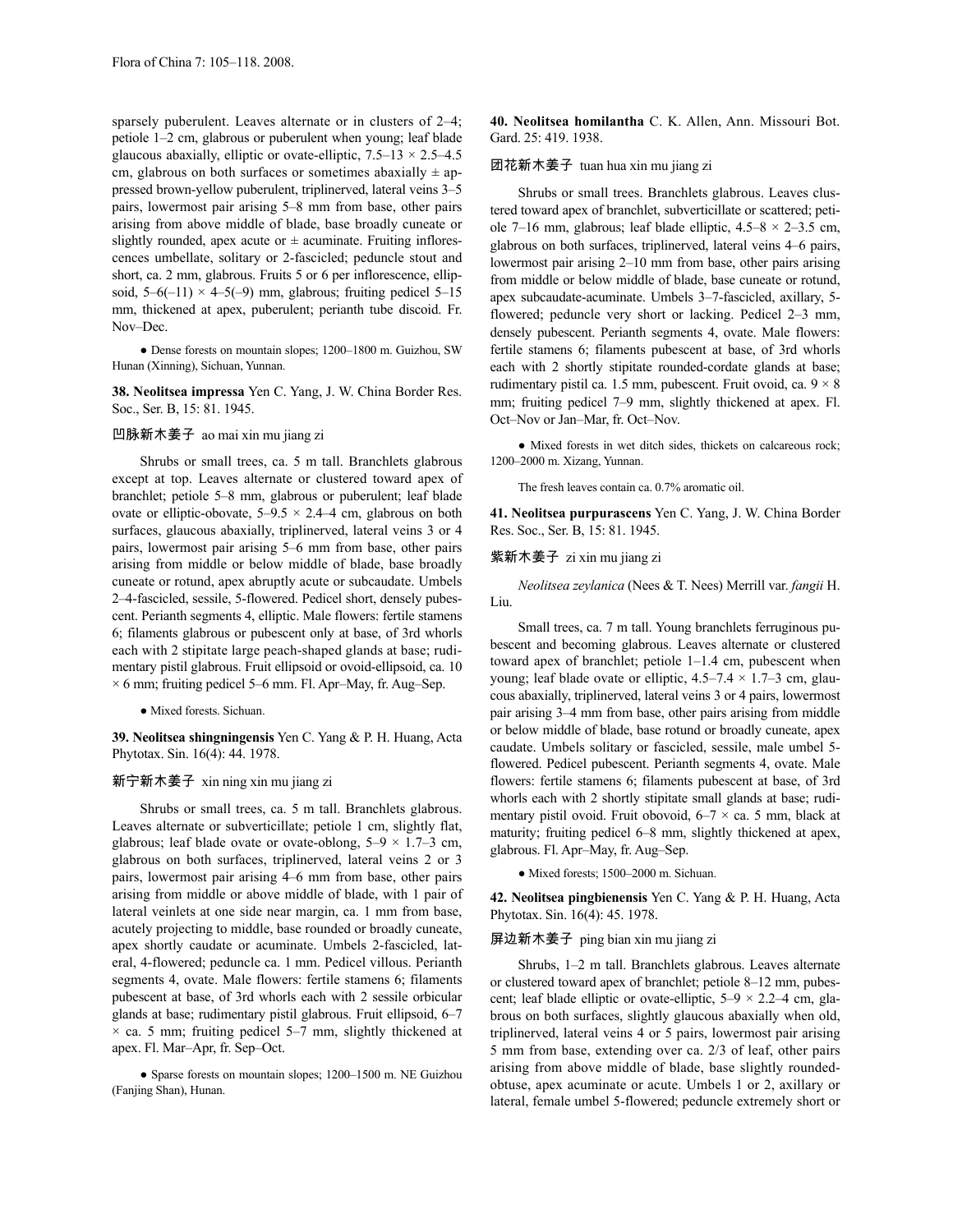sparsely puberulent. Leaves alternate or in clusters of 2–4; petiole 1–2 cm, glabrous or puberulent when young; leaf blade glaucous abaxially, elliptic or ovate-elliptic, 7.5–13 × 2.5–4.5 cm, glabrous on both surfaces or sometimes abaxially ± appressed brown-yellow puberulent, triplinerved, lateral veins 3–5 pairs, lowermost pair arising 5–8 mm from base, other pairs arising from above middle of blade, base broadly cuneate or slightly rounded, apex acute or ± acuminate. Fruiting inflorescences umbellate, solitary or 2-fascicled; peduncle stout and short, ca. 2 mm, glabrous. Fruits 5 or 6 per inflorescence, ellipsoid, 5–6(–11) × 4–5(–9) mm, glabrous; fruiting pedicel 5–15 mm, thickened at apex, puberulent; perianth tube discoid. Fr. Nov–Dec.

● Dense forests on mountain slopes; 1200–1800 m. Guizhou, SW Hunan (Xinning), Sichuan, Yunnan.

**38. Neolitsea impressa** Yen C. Yang, J. W. China Border Res. Soc., Ser. B, 15: 81. 1945.

凹脉新木姜子 ao mai xin mu jiang zi

Shrubs or small trees, ca. 5 m tall. Branchlets glabrous except at top. Leaves alternate or clustered toward apex of branchlet; petiole 5–8 mm, glabrous or puberulent; leaf blade ovate or elliptic-obovate, 5–9.5 × 2.4–4 cm, glabrous on both surfaces, glaucous abaxially, triplinerved, lateral veins 3 or 4 pairs, lowermost pair arising 5–6 mm from base, other pairs arising from middle or below middle of blade, base broadly cuneate or rotund, apex abruptly acute or subcaudate. Umbels 2–4-fascicled, sessile, 5-flowered. Pedicel short, densely pubescent. Perianth segments 4, elliptic. Male flowers: fertile stamens 6; filaments glabrous or pubescent only at base, of 3rd whorls each with 2 stipitate large peach-shaped glands at base; rudimentary pistil glabrous. Fruit ellipsoid or ovoid-ellipsoid, ca. 10 × 6 mm; fruiting pedicel 5–6 mm. Fl. Apr–May, fr. Aug–Sep.

● Mixed forests. Sichuan.

**39. Neolitsea shingningensis** Yen C. Yang & P. H. Huang, Acta Phytotax. Sin. 16(4): 44. 1978.

新宁新木姜子 xin ning xin mu jiang zi

Shrubs or small trees, ca. 5 m tall. Branchlets glabrous. Leaves alternate or subverticillate; petiole 1 cm, slightly flat, glabrous; leaf blade ovate or ovate-oblong, 5–9 × 1.7–3 cm, glabrous on both surfaces, triplinerved, lateral veins 2 or 3 pairs, lowermost pair arising 4–6 mm from base, other pairs arising from middle or above middle of blade, with 1 pair of lateral veinlets at one side near margin, ca. 1 mm from base, acutely projecting to middle, base rounded or broadly cuneate, apex shortly caudate or acuminate. Umbels 2-fascicled, lateral, 4-flowered; peduncle ca. 1 mm. Pedicel villous. Perianth segments 4, ovate. Male flowers: fertile stamens 6; filaments pubescent at base, of 3rd whorls each with 2 sessile orbicular glands at base; rudimentary pistil glabrous. Fruit ellipsoid, 6–7 × ca. 5 mm; fruiting pedicel 5–7 mm, slightly thickened at apex. Fl. Mar–Apr, fr. Sep–Oct.

● Sparse forests on mountain slopes; 1200–1500 m. NE Guizhou (Fanjing Shan), Hunan.

**40. Neolitsea homilantha** C. K. Allen, Ann. Missouri Bot. Gard. 25: 419. 1938.

团花新木姜子 tuan hua xin mu jiang zi

Shrubs or small trees. Branchlets glabrous. Leaves clustered toward apex of branchlet, subverticillate or scattered; petiole 7–16 mm, glabrous; leaf blade elliptic, 4.5–8 × 2–3.5 cm, glabrous on both surfaces, triplinerved, lateral veins 4–6 pairs, lowermost pair arising 2–10 mm from base, other pairs arising from middle or below middle of blade, base cuneate or rotund, apex subcaudate-acuminate. Umbels 3–7-fascicled, axillary, 5-flowered; peduncle very short or lacking. Pedicel 2–3 mm, densely pubescent. Perianth segments 4, ovate. Male flowers: fertile stamens 6; filaments pubescent at base, of 3rd whorls each with 2 shortly stipitate rounded-cordate glands at base; rudimentary pistil ca. 1.5 mm, pubescent. Fruit ovoid, ca. 9 × 8 mm; fruiting pedicel 7–9 mm, slightly thickened at apex. Fl. Oct–Nov or Jan–Mar, fr. Oct–Nov.

● Mixed forests in wet ditch sides, thickets on calcareous rock; 1200–2000 m. Xizang, Yunnan.

The fresh leaves contain ca. 0.7% aromatic oil.

**41. Neolitsea purpurascens** Yen C. Yang, J. W. China Border Res. Soc., Ser. B, 15: 81. 1945.

紫新木姜子 zi xin mu jiang zi

*Neolitsea zeylanica* (Nees & T. Nees) Merrill var. *fangii* H. Liu.

Small trees, ca. 7 m tall. Young branchlets ferruginous pubescent and becoming glabrous. Leaves alternate or clustered toward apex of branchlet; petiole 1–1.4 cm, pubescent when young; leaf blade ovate or elliptic, 4.5–7.4 × 1.7–3 cm, glaucous abaxially, triplinerved, lateral veins 3 or 4 pairs, lowermost pair arising 3–4 mm from base, other pairs arising from middle or below middle of blade, base rotund or broadly cuneate, apex caudate. Umbels solitary or fascicled, sessile, male umbel 5-flowered. Pedicel pubescent. Perianth segments 4, ovate. Male flowers: fertile stamens 6; filaments pubescent at base, of 3rd whorls each with 2 shortly stipitate small glands at base; rudimentary pistil ovoid. Fruit obovoid, 6–7 × ca. 5 mm, black at maturity; fruiting pedicel 6–8 mm, slightly thickened at apex, glabrous. Fl. Apr–May, fr. Aug–Sep.

● Mixed forests; 1500–2000 m. Sichuan.

**42. Neolitsea pingbienensis** Yen C. Yang & P. H. Huang, Acta Phytotax. Sin. 16(4): 45. 1978.

屏边新木姜子 ping bian xin mu jiang zi

Shrubs, 1–2 m tall. Branchlets glabrous. Leaves alternate or clustered toward apex of branchlet; petiole 8–12 mm, pubescent; leaf blade elliptic or ovate-elliptic, 5–9 × 2.2–4 cm, glabrous on both surfaces, slightly glaucous abaxially when old, triplinerved, lateral veins 4 or 5 pairs, lowermost pair arising 5 mm from base, extending over ca. 2/3 of leaf, other pairs arising from above middle of blade, base slightly rounded-obtuse, apex acuminate or acute. Umbels 1 or 2, axillary or lateral, female umbel 5-flowered; peduncle extremely short or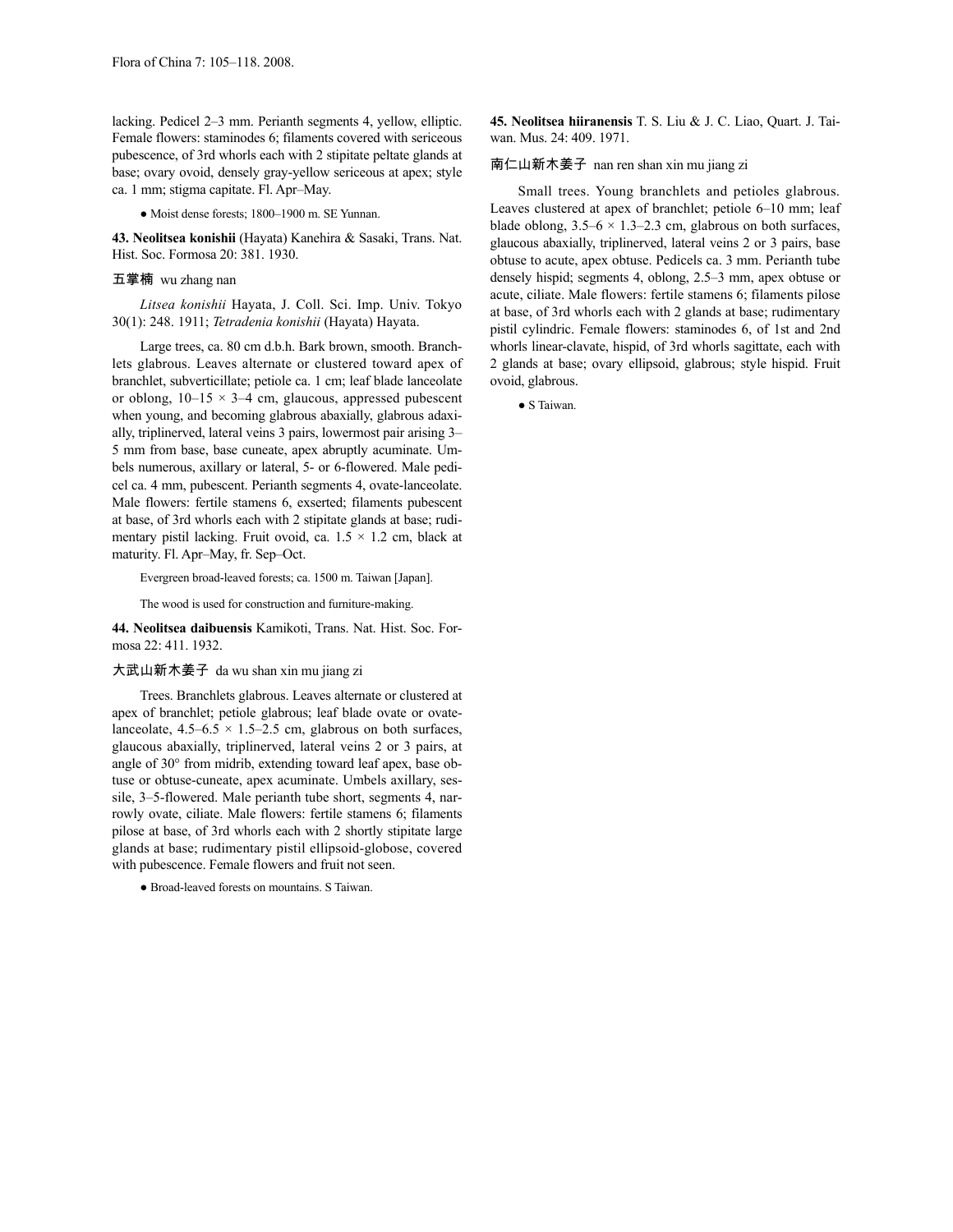lacking. Pedicel 2–3 mm. Perianth segments 4, yellow, elliptic. Female flowers: staminodes 6; filaments covered with sericeous pubescence, of 3rd whorls each with 2 stipitate peltate glands at base; ovary ovoid, densely gray-yellow sericeous at apex; style ca. 1 mm; stigma capitate. Fl. Apr–May.

● Moist dense forests; 1800–1900 m. SE Yunnan.

**43. Neolitsea konishii** (Hayata) Kanehira & Sasaki, Trans. Nat. Hist. Soc. Formosa 20: 381. 1930.

五掌楠 wu zhang nan

*Litsea konishii* Hayata, J. Coll. Sci. Imp. Univ. Tokyo 30(1): 248. 1911; *Tetradenia konishii* (Hayata) Hayata.

Large trees, ca. 80 cm d.b.h. Bark brown, smooth. Branchlets glabrous. Leaves alternate or clustered toward apex of branchlet, subverticillate; petiole ca. 1 cm; leaf blade lanceolate or oblong, 10–15 × 3–4 cm, glaucous, appressed pubescent when young, and becoming glabrous abaxially, glabrous adaxially, triplinerved, lateral veins 3 pairs, lowermost pair arising 3–5 mm from base, base cuneate, apex abruptly acuminate. Umbels numerous, axillary or lateral, 5- or 6-flowered. Male pedicel ca. 4 mm, pubescent. Perianth segments 4, ovate-lanceolate. Male flowers: fertile stamens 6, exserted; filaments pubescent at base, of 3rd whorls each with 2 stipitate glands at base; rudimentary pistil lacking. Fruit ovoid, ca. 1.5 × 1.2 cm, black at maturity. Fl. Apr–May, fr. Sep–Oct.

Evergreen broad-leaved forests; ca. 1500 m. Taiwan [Japan].

The wood is used for construction and furniture-making.

**44. Neolitsea daibuensis** Kamikoti, Trans. Nat. Hist. Soc. Formosa 22: 411. 1932.

大武山新木姜子 da wu shan xin mu jiang zi

Trees. Branchlets glabrous. Leaves alternate or clustered at apex of branchlet; petiole glabrous; leaf blade ovate or ovate-lanceolate, 4.5–6.5 × 1.5–2.5 cm, glabrous on both surfaces, glaucous abaxially, triplinerved, lateral veins 2 or 3 pairs, at angle of 30° from midrib, extending toward leaf apex, base obtuse or obtuse-cuneate, apex acuminate. Umbels axillary, sessile, 3–5-flowered. Male perianth tube short, segments 4, narrowly ovate, ciliate. Male flowers: fertile stamens 6; filaments pilose at base, of 3rd whorls each with 2 shortly stipitate large glands at base; rudimentary pistil ellipsoid-globose, covered with pubescence. Female flowers and fruit not seen.

● Broad-leaved forests on mountains. S Taiwan.

**45. Neolitsea hiiranensis** T. S. Liu & J. C. Liao, Quart. J. Taiwan. Mus. 24: 409. 1971.

南仁山新木姜子 nan ren shan xin mu jiang zi

Small trees. Young branchlets and petioles glabrous. Leaves clustered at apex of branchlet; petiole 6–10 mm; leaf blade oblong, 3.5–6 × 1.3–2.3 cm, glabrous on both surfaces, glaucous abaxially, triplinerved, lateral veins 2 or 3 pairs, base obtuse to acute, apex obtuse. Pedicels ca. 3 mm. Perianth tube densely hispid; segments 4, oblong, 2.5–3 mm, apex obtuse or acute, ciliate. Male flowers: fertile stamens 6; filaments pilose at base, of 3rd whorls each with 2 glands at base; rudimentary pistil cylindric. Female flowers: staminodes 6, of 1st and 2nd whorls linear-clavate, hispid, of 3rd whorls sagittate, each with 2 glands at base; ovary ellipsoid, glabrous; style hispid. Fruit ovoid, glabrous.

● S Taiwan.